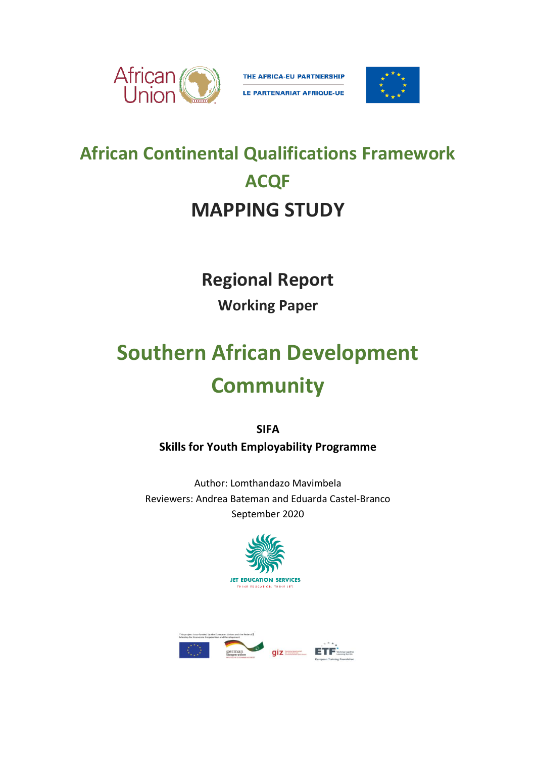African Union

THE AFRICA-EU PARTNERSHIP

LE PARTENARIAT AFRIQUE-UE

# African Continental Qualifications Framework ACQF

# MAPPING STUDY

## Regional Report

### Working Paper

# Southern African Development Community

**SIFA**

**Skills for Youth Employability Programme**

Author: Lomthandazo Mavimbela

Reviewers: Andrea Bateman and Eduarda Castel-Branco

September 2020

JET EDUCATION SERVICES

THINK EDUCATION. THINK JET.

This project is co-funded by the European Union and the Federal Ministry for Economic Cooperation and Development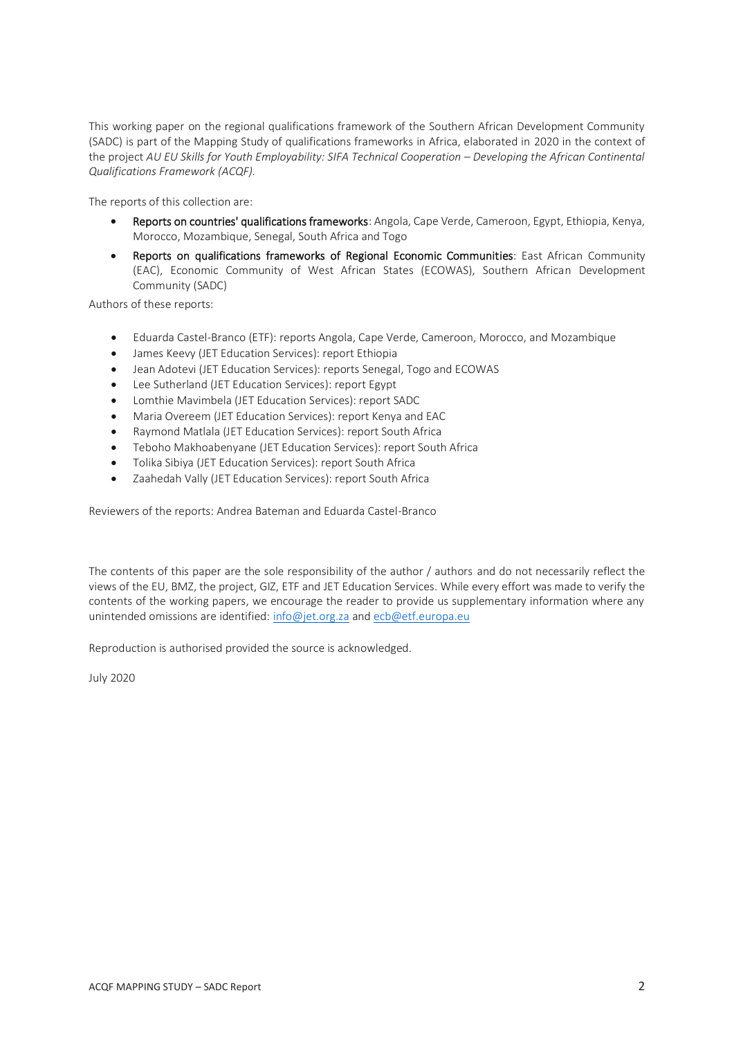This working paper on the regional qualifications framework of the Southern African Development Community (SADC) is part of the Mapping Study of qualifications frameworks in Africa, elaborated in 2020 in the context of the project *AU EU Skills for Youth Employability: SIFA Technical Cooperation – Developing the African Continental Qualifications Framework (ACQF).*

The reports of this collection are:

- **Reports on countries' qualifications frameworks**: Angola, Cape Verde, Cameroon, Egypt, Ethiopia, Kenya, Morocco, Mozambique, Senegal, South Africa and Togo
- **Reports on qualifications frameworks of Regional Economic Communities**: East African Community (EAC), Economic Community of West African States (ECOWAS), Southern African Development Community (SADC)

Authors of these reports:

- Eduarda Castel-Branco (ETF): reports Angola, Cape Verde, Cameroon, Morocco, and Mozambique
- James Keevy (JET Education Services): report Ethiopia
- Jean Adotevi (JET Education Services): reports Senegal, Togo and ECOWAS
- Lee Sutherland (JET Education Services): report Egypt
- Lomthie Mavimbela (JET Education Services): report SADC
- Maria Overeem (JET Education Services): report Kenya and EAC
- Raymond Matlala (JET Education Services): report South Africa
- Teboho Makhoabenyane (JET Education Services): report South Africa
- Tolika Sibiya (JET Education Services): report South Africa
- Zaahedah Vally (JET Education Services): report South Africa

Reviewers of the reports: Andrea Bateman and Eduarda Castel-Branco

The contents of this paper are the sole responsibility of the author / authors and do not necessarily reflect the views of the EU, BMZ, the project, GIZ, ETF and JET Education Services. While every effort was made to verify the contents of the working papers, we encourage the reader to provide us supplementary information where any unintended omissions are identified: info@jet.org.za and ecb@etf.europa.eu

Reproduction is authorised provided the source is acknowledged.

July 2020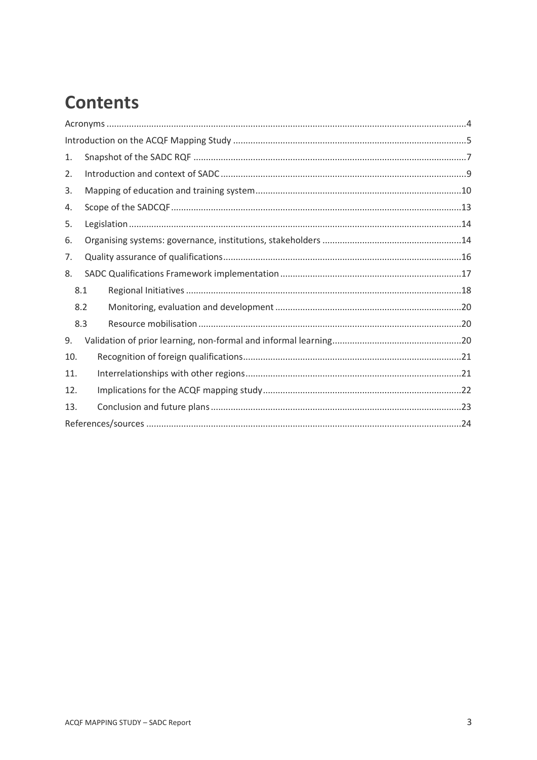# Contents

Acronyms ....................................................................................................................................4

Introduction on the ACQF Mapping Study .............................................................................................5

1. Snapshot of the SADC RQF .............................................................................................................7
2. Introduction and context of SADC ..................................................................................................9
3. Mapping of education and training system ..................................................................................10
4. Scope of the SADCQF ....................................................................................................................13
5. Legislation .....................................................................................................................................14
6. Organising systems: governance, institutions, stakeholders ........................................................14
7. Quality assurance of qualifications ...............................................................................................16
8. SADC Qualifications Framework implementation .........................................................................17
   - 8.1 Regional Initiatives .................................................................................................................18
   - 8.2 Monitoring, evaluation and development ...........................................................................20
   - 8.3 Resource mobilisation ..........................................................................................................20
9. Validation of prior learning, non-formal and informal learning ....................................................20
10. Recognition of foreign qualifications ........................................................................................21
11. Interrelationships with other regions .......................................................................................21
12. Implications for the ACQF mapping study ................................................................................22
13. Conclusion and future plans .....................................................................................................23

References/sources ..............................................................................................................................24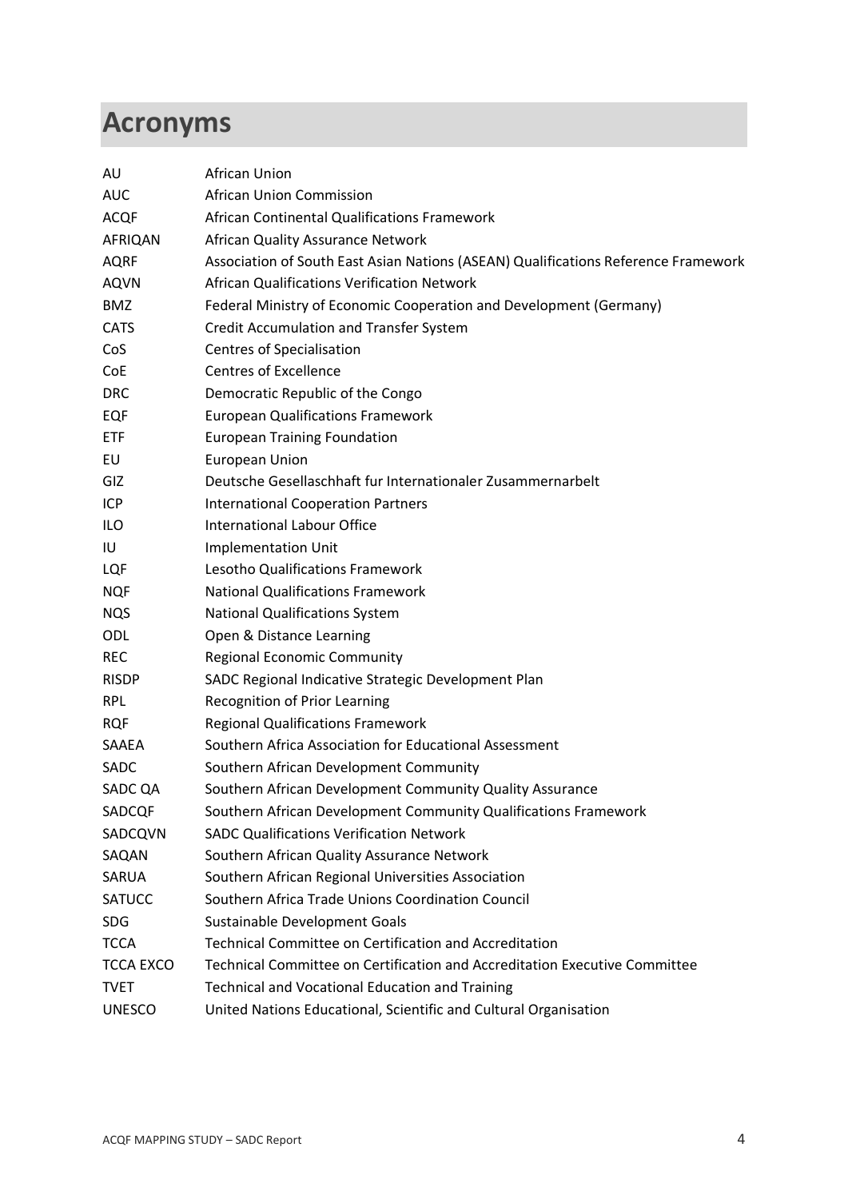# Acronyms

| | |
|---|---|
| AU | African Union |
| AUC | African Union Commission |
| ACQF | African Continental Qualifications Framework |
| AFRIQAN | African Quality Assurance Network |
| AQRF | Association of South East Asian Nations (ASEAN) Qualifications Reference Framework |
| AQVN | African Qualifications Verification Network |
| BMZ | Federal Ministry of Economic Cooperation and Development (Germany) |
| CATS | Credit Accumulation and Transfer System |
| CoS | Centres of Specialisation |
| CoE | Centres of Excellence |
| DRC | Democratic Republic of the Congo |
| EQF | European Qualifications Framework |
| ETF | European Training Foundation |
| EU | European Union |
| GIZ | Deutsche Gesellaschhaft fur Internationaler Zusammernarbelt |
| ICP | International Cooperation Partners |
| ILO | International Labour Office |
| IU | Implementation Unit |
| LQF | Lesotho Qualifications Framework |
| NQF | National Qualifications Framework |
| NQS | National Qualifications System |
| ODL | Open & Distance Learning |
| REC | Regional Economic Community |
| RISDP | SADC Regional Indicative Strategic Development Plan |
| RPL | Recognition of Prior Learning |
| RQF | Regional Qualifications Framework |
| SAAEA | Southern Africa Association for Educational Assessment |
| SADC | Southern African Development Community |
| SADC QA | Southern African Development Community Quality Assurance |
| SADCQF | Southern African Development Community Qualifications Framework |
| SADCQVN | SADC Qualifications Verification Network |
| SAQAN | Southern African Quality Assurance Network |
| SARUA | Southern African Regional Universities Association |
| SATUCC | Southern Africa Trade Unions Coordination Council |
| SDG | Sustainable Development Goals |
| TCCA | Technical Committee on Certification and Accreditation |
| TCCA EXCO | Technical Committee on Certification and Accreditation Executive Committee |
| TVET | Technical and Vocational Education and Training |
| UNESCO | United Nations Educational, Scientific and Cultural Organisation |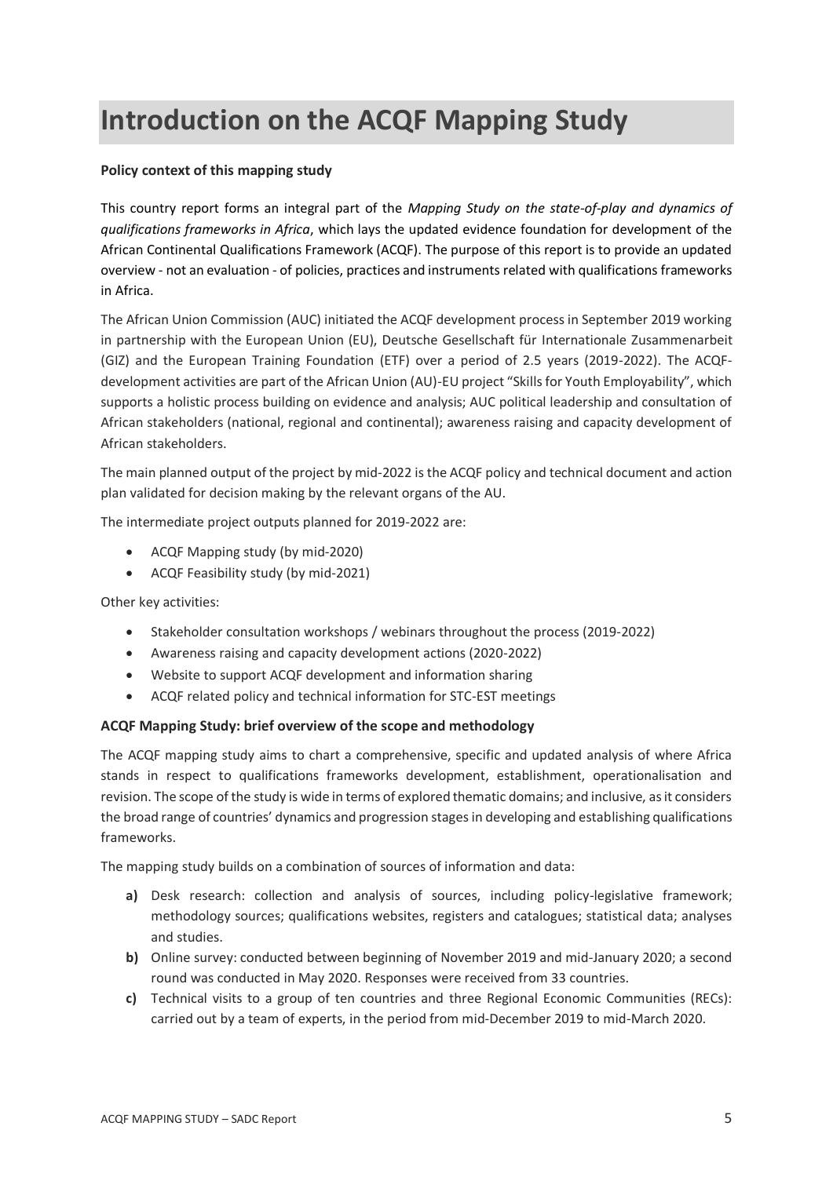# Introduction on the ACQF Mapping Study

**Policy context of this mapping study**

This country report forms an integral part of the *Mapping Study on the state-of-play and dynamics of qualifications frameworks in Africa*, which lays the updated evidence foundation for development of the African Continental Qualifications Framework (ACQF). The purpose of this report is to provide an updated overview - not an evaluation - of policies, practices and instruments related with qualifications frameworks in Africa.

The African Union Commission (AUC) initiated the ACQF development process in September 2019 working in partnership with the European Union (EU), Deutsche Gesellschaft für Internationale Zusammenarbeit (GIZ) and the European Training Foundation (ETF) over a period of 2.5 years (2019-2022). The ACQF-development activities are part of the African Union (AU)-EU project "Skills for Youth Employability", which supports a holistic process building on evidence and analysis; AUC political leadership and consultation of African stakeholders (national, regional and continental); awareness raising and capacity development of African stakeholders.

The main planned output of the project by mid-2022 is the ACQF policy and technical document and action plan validated for decision making by the relevant organs of the AU.

The intermediate project outputs planned for 2019-2022 are:

- ACQF Mapping study (by mid-2020)
- ACQF Feasibility study (by mid-2021)

Other key activities:

- Stakeholder consultation workshops / webinars throughout the process (2019-2022)
- Awareness raising and capacity development actions (2020-2022)
- Website to support ACQF development and information sharing
- ACQF related policy and technical information for STC-EST meetings

**ACQF Mapping Study: brief overview of the scope and methodology**

The ACQF mapping study aims to chart a comprehensive, specific and updated analysis of where Africa stands in respect to qualifications frameworks development, establishment, operationalisation and revision. The scope of the study is wide in terms of explored thematic domains; and inclusive, as it considers the broad range of countries' dynamics and progression stages in developing and establishing qualifications frameworks.

The mapping study builds on a combination of sources of information and data:

**a)** Desk research: collection and analysis of sources, including policy-legislative framework; methodology sources; qualifications websites, registers and catalogues; statistical data; analyses and studies.

**b)** Online survey: conducted between beginning of November 2019 and mid-January 2020; a second round was conducted in May 2020. Responses were received from 33 countries.

**c)** Technical visits to a group of ten countries and three Regional Economic Communities (RECs): carried out by a team of experts, in the period from mid-December 2019 to mid-March 2020.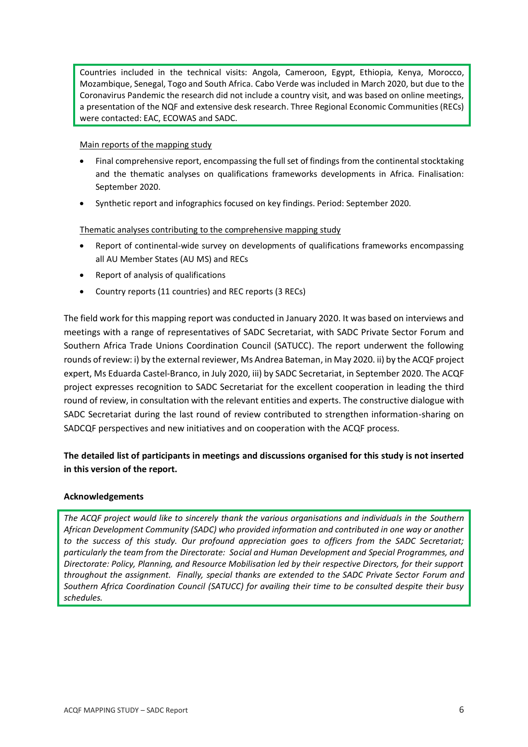Countries included in the technical visits: Angola, Cameroon, Egypt, Ethiopia, Kenya, Morocco, Mozambique, Senegal, Togo and South Africa. Cabo Verde was included in March 2020, but due to the Coronavirus Pandemic the research did not include a country visit, and was based on online meetings, a presentation of the NQF and extensive desk research. Three Regional Economic Communities (RECs) were contacted: EAC, ECOWAS and SADC.

Main reports of the mapping study

- Final comprehensive report, encompassing the full set of findings from the continental stocktaking and the thematic analyses on qualifications frameworks developments in Africa. Finalisation: September 2020.
- Synthetic report and infographics focused on key findings. Period: September 2020.

Thematic analyses contributing to the comprehensive mapping study

- Report of continental-wide survey on developments of qualifications frameworks encompassing all AU Member States (AU MS) and RECs
- Report of analysis of qualifications
- Country reports (11 countries) and REC reports (3 RECs)

The field work for this mapping report was conducted in January 2020. It was based on interviews and meetings with a range of representatives of SADC Secretariat, with SADC Private Sector Forum and Southern Africa Trade Unions Coordination Council (SATUCC). The report underwent the following rounds of review: i) by the external reviewer, Ms Andrea Bateman, in May 2020. ii) by the ACQF project expert, Ms Eduarda Castel-Branco, in July 2020, iii) by SADC Secretariat, in September 2020. The ACQF project expresses recognition to SADC Secretariat for the excellent cooperation in leading the third round of review, in consultation with the relevant entities and experts. The constructive dialogue with SADC Secretariat during the last round of review contributed to strengthen information-sharing on SADCQF perspectives and new initiatives and on cooperation with the ACQF process.

**The detailed list of participants in meetings and discussions organised for this study is not inserted in this version of the report.**

**Acknowledgements**

*The ACQF project would like to sincerely thank the various organisations and individuals in the Southern African Development Community (SADC) who provided information and contributed in one way or another to the success of this study. Our profound appreciation goes to officers from the SADC Secretariat; particularly the team from the Directorate: Social and Human Development and Special Programmes, and Directorate: Policy, Planning, and Resource Mobilisation led by their respective Directors, for their support throughout the assignment. Finally, special thanks are extended to the SADC Private Sector Forum and Southern Africa Coordination Council (SATUCC) for availing their time to be consulted despite their busy schedules.*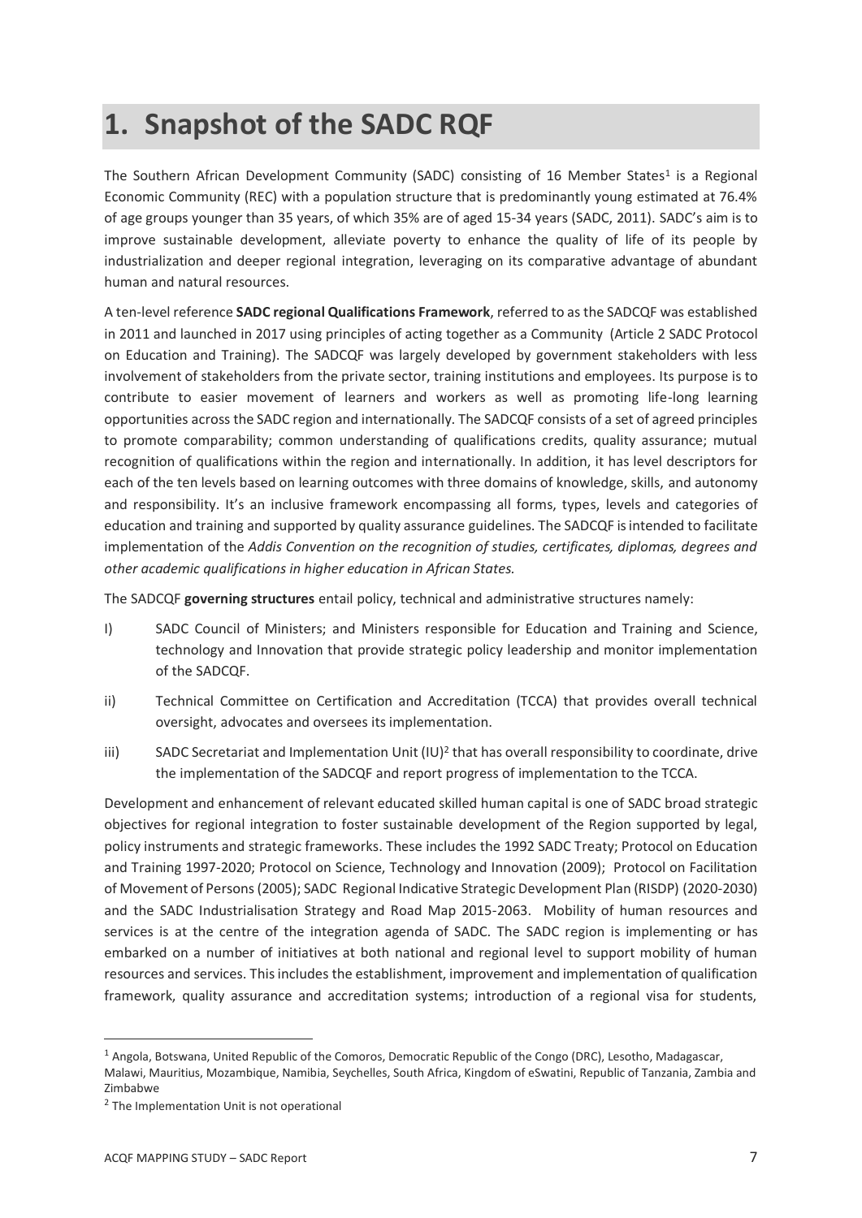# 1. Snapshot of the SADC RQF

The Southern African Development Community (SADC) consisting of 16 Member States[1] is a Regional Economic Community (REC) with a population structure that is predominantly young estimated at 76.4% of age groups younger than 35 years, of which 35% are of aged 15-34 years (SADC, 2011). SADC's aim is to improve sustainable development, alleviate poverty to enhance the quality of life of its people by industrialization and deeper regional integration, leveraging on its comparative advantage of abundant human and natural resources.

A ten-level reference **SADC regional Qualifications Framework**, referred to as the SADCQF was established in 2011 and launched in 2017 using principles of acting together as a Community (Article 2 SADC Protocol on Education and Training). The SADCQF was largely developed by government stakeholders with less involvement of stakeholders from the private sector, training institutions and employees. Its purpose is to contribute to easier movement of learners and workers as well as promoting life-long learning opportunities across the SADC region and internationally. The SADCQF consists of a set of agreed principles to promote comparability; common understanding of qualifications credits, quality assurance; mutual recognition of qualifications within the region and internationally. In addition, it has level descriptors for each of the ten levels based on learning outcomes with three domains of knowledge, skills, and autonomy and responsibility. It's an inclusive framework encompassing all forms, types, levels and categories of education and training and supported by quality assurance guidelines. The SADCQF is intended to facilitate implementation of the *Addis Convention on the recognition of studies, certificates, diplomas, degrees and other academic qualifications in higher education in African States.*

The SADCQF **governing structures** entail policy, technical and administrative structures namely:

I) SADC Council of Ministers; and Ministers responsible for Education and Training and Science, technology and Innovation that provide strategic policy leadership and monitor implementation of the SADCQF.

ii) Technical Committee on Certification and Accreditation (TCCA) that provides overall technical oversight, advocates and oversees its implementation.

iii) SADC Secretariat and Implementation Unit (IU)[2] that has overall responsibility to coordinate, drive the implementation of the SADCQF and report progress of implementation to the TCCA.

Development and enhancement of relevant educated skilled human capital is one of SADC broad strategic objectives for regional integration to foster sustainable development of the Region supported by legal, policy instruments and strategic frameworks. These includes the 1992 SADC Treaty; Protocol on Education and Training 1997-2020; Protocol on Science, Technology and Innovation (2009); Protocol on Facilitation of Movement of Persons (2005); SADC Regional Indicative Strategic Development Plan (RISDP) (2020-2030) and the SADC Industrialisation Strategy and Road Map 2015-2063. Mobility of human resources and services is at the centre of the integration agenda of SADC. The SADC region is implementing or has embarked on a number of initiatives at both national and regional level to support mobility of human resources and services. This includes the establishment, improvement and implementation of qualification framework, quality assurance and accreditation systems; introduction of a regional visa for students,

---

[1] Angola, Botswana, United Republic of the Comoros, Democratic Republic of the Congo (DRC), Lesotho, Madagascar, Malawi, Mauritius, Mozambique, Namibia, Seychelles, South Africa, Kingdom of eSwatini, Republic of Tanzania, Zambia and Zimbabwe

[2] The Implementation Unit is not operational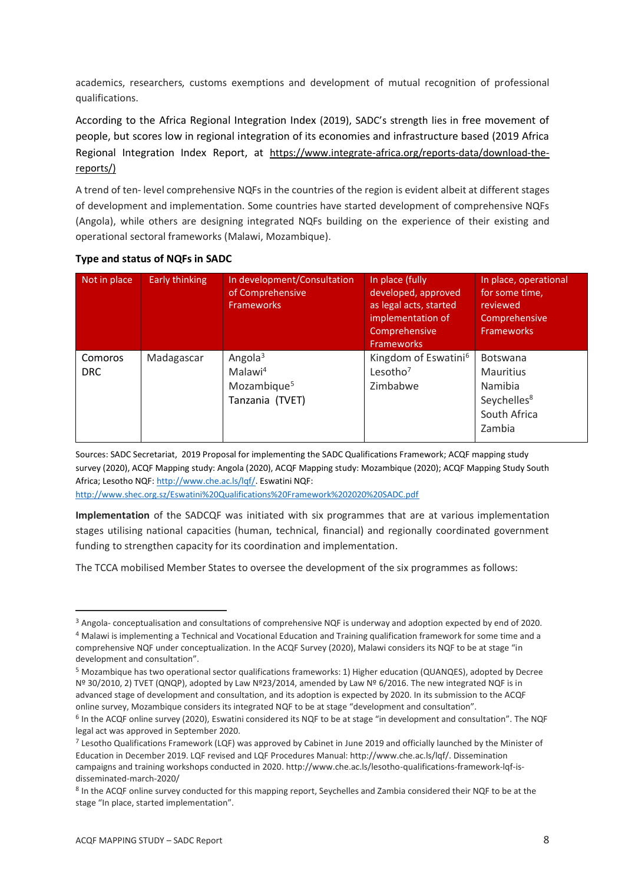academics, researchers, customs exemptions and development of mutual recognition of professional qualifications.

According to the Africa Regional Integration Index (2019), SADC's strength lies in free movement of people, but scores low in regional integration of its economies and infrastructure based (2019 Africa Regional Integration Index Report, at https://www.integrate-africa.org/reports-data/download-the-reports/)

A trend of ten- level comprehensive NQFs in the countries of the region is evident albeit at different stages of development and implementation. Some countries have started development of comprehensive NQFs (Angola), while others are designing integrated NQFs building on the experience of their existing and operational sectoral frameworks (Malawi, Mozambique).

**Type and status of NQFs in SADC**

| Not in place | Early thinking | In development/Consultation of Comprehensive Frameworks | In place (fully developed, approved as legal acts, started implementation of Comprehensive Frameworks | In place, operational for some time, reviewed Comprehensive Frameworks |
|---|---|---|---|---|
| Comoros<br>DRC | Madagascar | Angola[3]<br>Malawi[4]<br>Mozambique[5]<br>Tanzania (TVET) | Kingdom of Eswatini[6]<br>Lesotho[7]<br>Zimbabwe | Botswana<br>Mauritius<br>Namibia<br>Seychelles[8]<br>South Africa<br>Zambia |

Sources: SADC Secretariat, 2019 Proposal for implementing the SADC Qualifications Framework; ACQF mapping study survey (2020), ACQF Mapping study: Angola (2020), ACQF Mapping study: Mozambique (2020); ACQF Mapping Study South Africa; Lesotho NQF: http://www.che.ac.ls/lqf/. Eswatini NQF: http://www.shec.org.sz/Eswatini%20Qualifications%20Framework%202020%20SADC.pdf

**Implementation** of the SADCQF was initiated with six programmes that are at various implementation stages utilising national capacities (human, technical, financial) and regionally coordinated government funding to strengthen capacity for its coordination and implementation.

The TCCA mobilised Member States to oversee the development of the six programmes as follows:

---

[3] Angola- conceptualisation and consultations of comprehensive NQF is underway and adoption expected by end of 2020.

[4] Malawi is implementing a Technical and Vocational Education and Training qualification framework for some time and a comprehensive NQF under conceptualization. In the ACQF Survey (2020), Malawi considers its NQF to be at stage "in development and consultation".

[5] Mozambique has two operational sector qualifications frameworks: 1) Higher education (QUANQES), adopted by Decree Nº 30/2010, 2) TVET (QNQP), adopted by Law Nº23/2014, amended by Law Nº 6/2016. The new integrated NQF is in advanced stage of development and consultation, and its adoption is expected by 2020. In its submission to the ACQF online survey, Mozambique considers its integrated NQF to be at stage "development and consultation".

[6] In the ACQF online survey (2020), Eswatini considered its NQF to be at stage "in development and consultation". The NQF legal act was approved in September 2020.

[7] Lesotho Qualifications Framework (LQF) was approved by Cabinet in June 2019 and officially launched by the Minister of Education in December 2019. LQF revised and LQF Procedures Manual: http://www.che.ac.ls/lqf/. Dissemination campaigns and training workshops conducted in 2020. http://www.che.ac.ls/lesotho-qualifications-framework-lqf-is-disseminated-march-2020/

[8] In the ACQF online survey conducted for this mapping report, Seychelles and Zambia considered their NQF to be at the stage "In place, started implementation".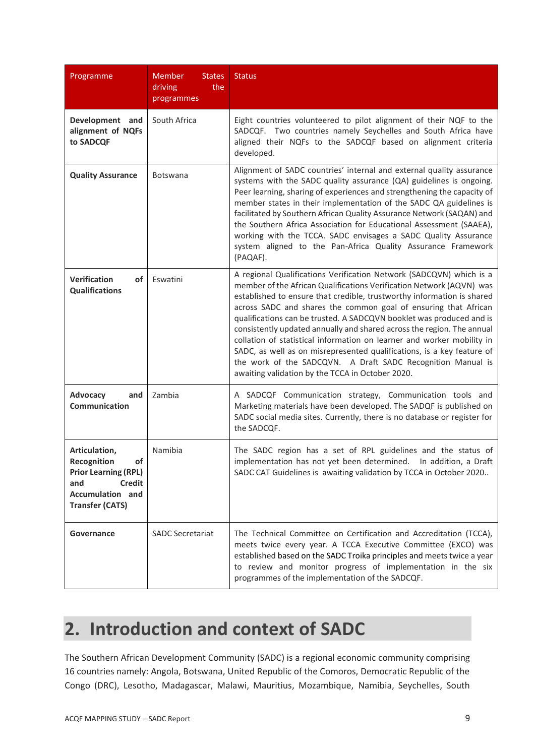| Programme | Member States driving the programmes | Status |
|---|---|---|
| **Development and alignment of NQFs to SADCQF** | South Africa | Eight countries volunteered to pilot alignment of their NQF to the SADCQF. Two countries namely Seychelles and South Africa have aligned their NQFs to the SADCQF based on alignment criteria developed. |
| **Quality Assurance** | Botswana | Alignment of SADC countries' internal and external quality assurance systems with the SADC quality assurance (QA) guidelines is ongoing. Peer learning, sharing of experiences and strengthening the capacity of member states in their implementation of the SADC QA guidelines is facilitated by Southern African Quality Assurance Network (SAQAN) and the Southern Africa Association for Educational Assessment (SAAEA), working with the TCCA. SADC envisages a SADC Quality Assurance system aligned to the Pan-Africa Quality Assurance Framework (PAQAF). |
| **Verification of Qualifications** | Eswatini | A regional Qualifications Verification Network (SADCQVN) which is a member of the African Qualifications Verification Network (AQVN) was established to ensure that credible, trustworthy information is shared across SADC and shares the common goal of ensuring that African qualifications can be trusted. A SADCQVN booklet was produced and is consistently updated annually and shared across the region. The annual collation of statistical information on learner and worker mobility in SADC, as well as on misrepresented qualifications, is a key feature of the work of the SADCQVN. A Draft SADC Recognition Manual is awaiting validation by the TCCA in October 2020. |
| **Advocacy and Communication** | Zambia | A SADCQF Communication strategy, Communication tools and Marketing materials have been developed. The SADQF is published on SADC social media sites. Currently, there is no database or register for the SADCQF. |
| **Articulation, Recognition of Prior Learning (RPL) and Credit Accumulation and Transfer (CATS)** | Namibia | The SADC region has a set of RPL guidelines and the status of implementation has not yet been determined. In addition, a Draft SADC CAT Guidelines is awaiting validation by TCCA in October 2020.. |
| **Governance** | SADC Secretariat | The Technical Committee on Certification and Accreditation (TCCA), meets twice every year. A TCCA Executive Committee (EXCO) was established based on the SADC Troika principles and meets twice a year to review and monitor progress of implementation in the six programmes of the implementation of the SADCQF. |

# 2. Introduction and context of SADC

The Southern African Development Community (SADC) is a regional economic community comprising 16 countries namely: Angola, Botswana, United Republic of the Comoros, Democratic Republic of the Congo (DRC), Lesotho, Madagascar, Malawi, Mauritius, Mozambique, Namibia, Seychelles, South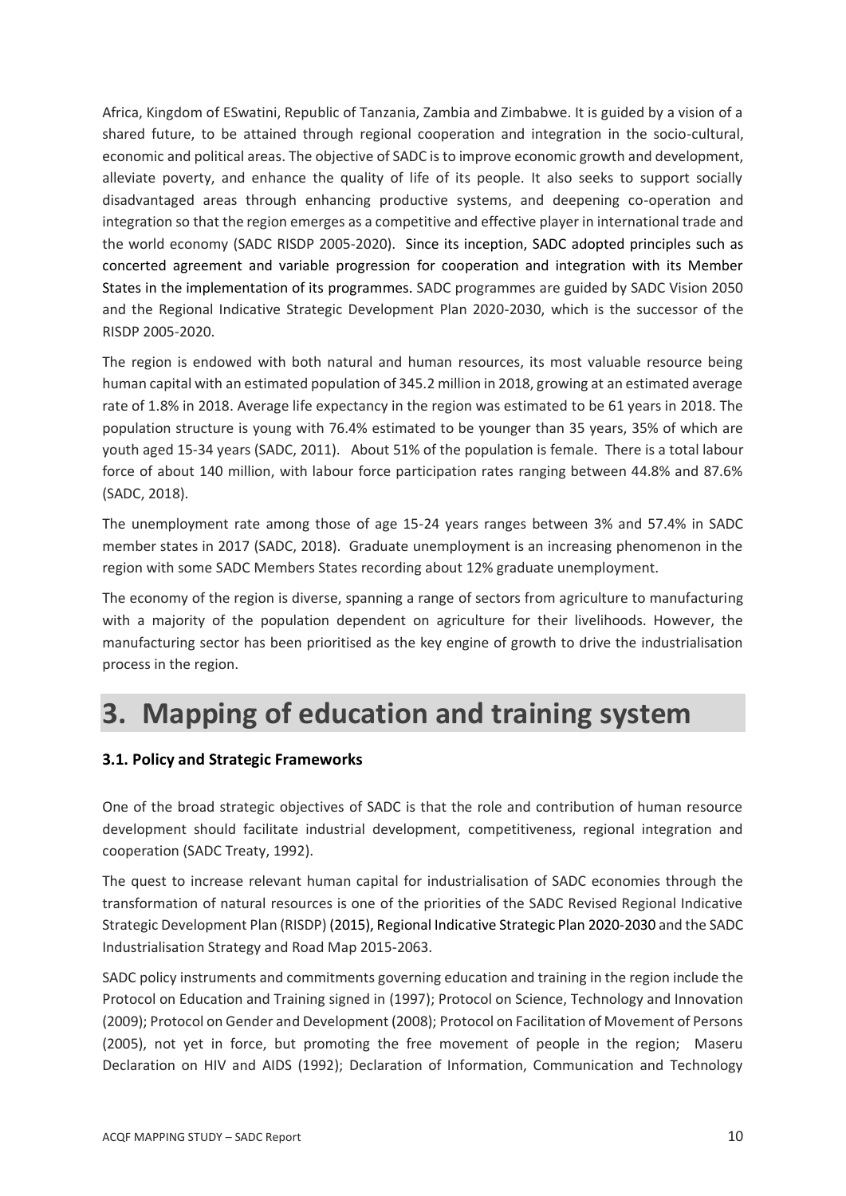Africa, Kingdom of ESwatini, Republic of Tanzania, Zambia and Zimbabwe. It is guided by a vision of a shared future, to be attained through regional cooperation and integration in the socio-cultural, economic and political areas. The objective of SADC is to improve economic growth and development, alleviate poverty, and enhance the quality of life of its people. It also seeks to support socially disadvantaged areas through enhancing productive systems, and deepening co-operation and integration so that the region emerges as a competitive and effective player in international trade and the world economy (SADC RISDP 2005-2020). Since its inception, SADC adopted principles such as concerted agreement and variable progression for cooperation and integration with its Member States in the implementation of its programmes. SADC programmes are guided by SADC Vision 2050 and the Regional Indicative Strategic Development Plan 2020-2030, which is the successor of the RISDP 2005-2020.

The region is endowed with both natural and human resources, its most valuable resource being human capital with an estimated population of 345.2 million in 2018, growing at an estimated average rate of 1.8% in 2018. Average life expectancy in the region was estimated to be 61 years in 2018. The population structure is young with 76.4% estimated to be younger than 35 years, 35% of which are youth aged 15-34 years (SADC, 2011). About 51% of the population is female. There is a total labour force of about 140 million, with labour force participation rates ranging between 44.8% and 87.6% (SADC, 2018).

The unemployment rate among those of age 15-24 years ranges between 3% and 57.4% in SADC member states in 2017 (SADC, 2018). Graduate unemployment is an increasing phenomenon in the region with some SADC Members States recording about 12% graduate unemployment.

The economy of the region is diverse, spanning a range of sectors from agriculture to manufacturing with a majority of the population dependent on agriculture for their livelihoods. However, the manufacturing sector has been prioritised as the key engine of growth to drive the industrialisation process in the region.

# 3. Mapping of education and training system

### 3.1. Policy and Strategic Frameworks

One of the broad strategic objectives of SADC is that the role and contribution of human resource development should facilitate industrial development, competitiveness, regional integration and cooperation (SADC Treaty, 1992).

The quest to increase relevant human capital for industrialisation of SADC economies through the transformation of natural resources is one of the priorities of the SADC Revised Regional Indicative Strategic Development Plan (RISDP) (2015), Regional Indicative Strategic Plan 2020-2030 and the SADC Industrialisation Strategy and Road Map 2015-2063.

SADC policy instruments and commitments governing education and training in the region include the Protocol on Education and Training signed in (1997); Protocol on Science, Technology and Innovation (2009); Protocol on Gender and Development (2008); Protocol on Facilitation of Movement of Persons (2005), not yet in force, but promoting the free movement of people in the region; Maseru Declaration on HIV and AIDS (1992); Declaration of Information, Communication and Technology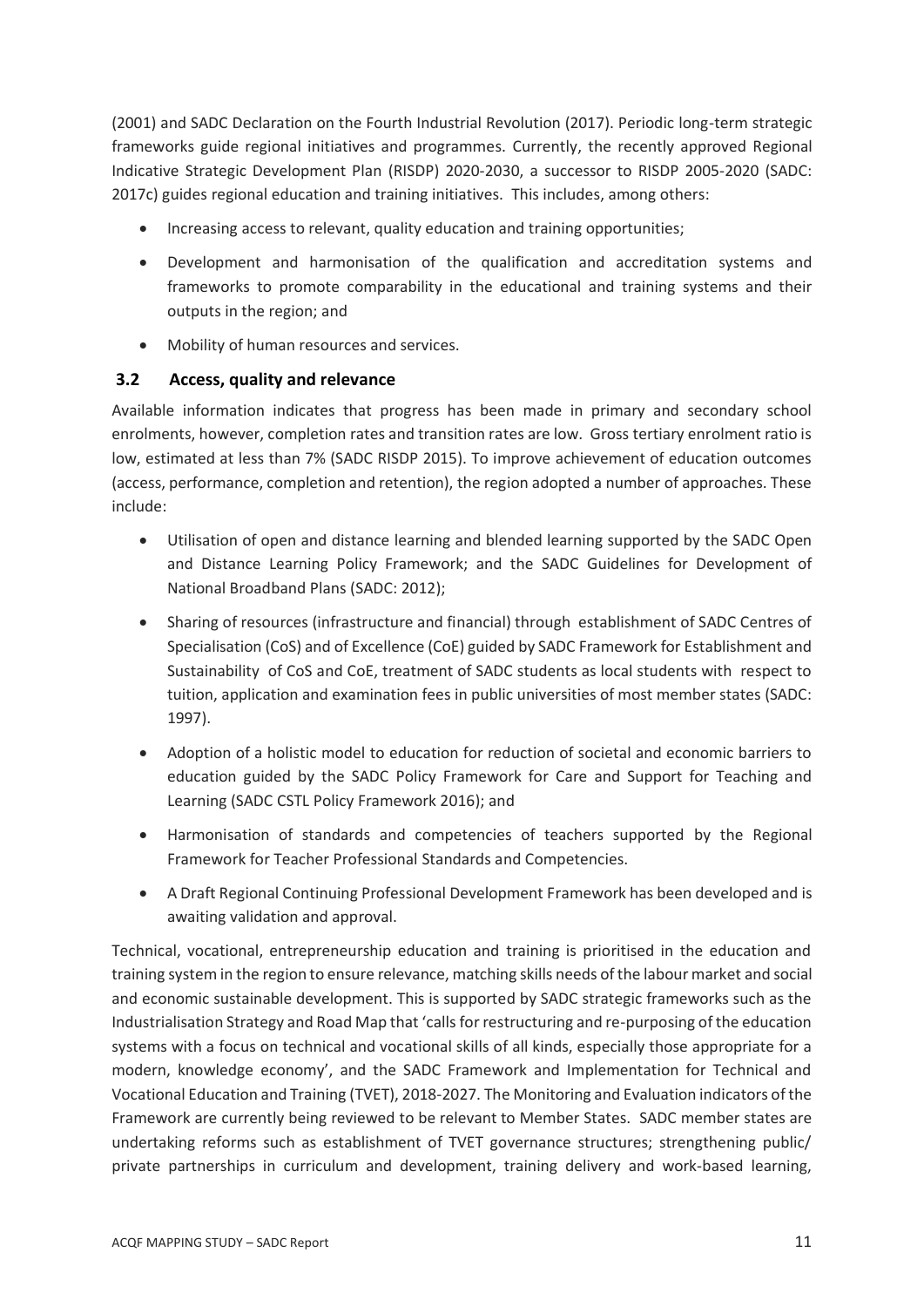(2001) and SADC Declaration on the Fourth Industrial Revolution (2017). Periodic long-term strategic frameworks guide regional initiatives and programmes. Currently, the recently approved Regional Indicative Strategic Development Plan (RISDP) 2020-2030, a successor to RISDP 2005-2020 (SADC: 2017c) guides regional education and training initiatives. This includes, among others:

- Increasing access to relevant, quality education and training opportunities;
- Development and harmonisation of the qualification and accreditation systems and frameworks to promote comparability in the educational and training systems and their outputs in the region; and
- Mobility of human resources and services.

### 3.2 Access, quality and relevance

Available information indicates that progress has been made in primary and secondary school enrolments, however, completion rates and transition rates are low. Gross tertiary enrolment ratio is low, estimated at less than 7% (SADC RISDP 2015). To improve achievement of education outcomes (access, performance, completion and retention), the region adopted a number of approaches. These include:

- Utilisation of open and distance learning and blended learning supported by the SADC Open and Distance Learning Policy Framework; and the SADC Guidelines for Development of National Broadband Plans (SADC: 2012);
- Sharing of resources (infrastructure and financial) through establishment of SADC Centres of Specialisation (CoS) and of Excellence (CoE) guided by SADC Framework for Establishment and Sustainability of CoS and CoE, treatment of SADC students as local students with respect to tuition, application and examination fees in public universities of most member states (SADC: 1997).
- Adoption of a holistic model to education for reduction of societal and economic barriers to education guided by the SADC Policy Framework for Care and Support for Teaching and Learning (SADC CSTL Policy Framework 2016); and
- Harmonisation of standards and competencies of teachers supported by the Regional Framework for Teacher Professional Standards and Competencies.
- A Draft Regional Continuing Professional Development Framework has been developed and is awaiting validation and approval.

Technical, vocational, entrepreneurship education and training is prioritised in the education and training system in the region to ensure relevance, matching skills needs of the labour market and social and economic sustainable development. This is supported by SADC strategic frameworks such as the Industrialisation Strategy and Road Map that 'calls for restructuring and re-purposing of the education systems with a focus on technical and vocational skills of all kinds, especially those appropriate for a modern, knowledge economy', and the SADC Framework and Implementation for Technical and Vocational Education and Training (TVET), 2018-2027. The Monitoring and Evaluation indicators of the Framework are currently being reviewed to be relevant to Member States. SADC member states are undertaking reforms such as establishment of TVET governance structures; strengthening public/ private partnerships in curriculum and development, training delivery and work-based learning,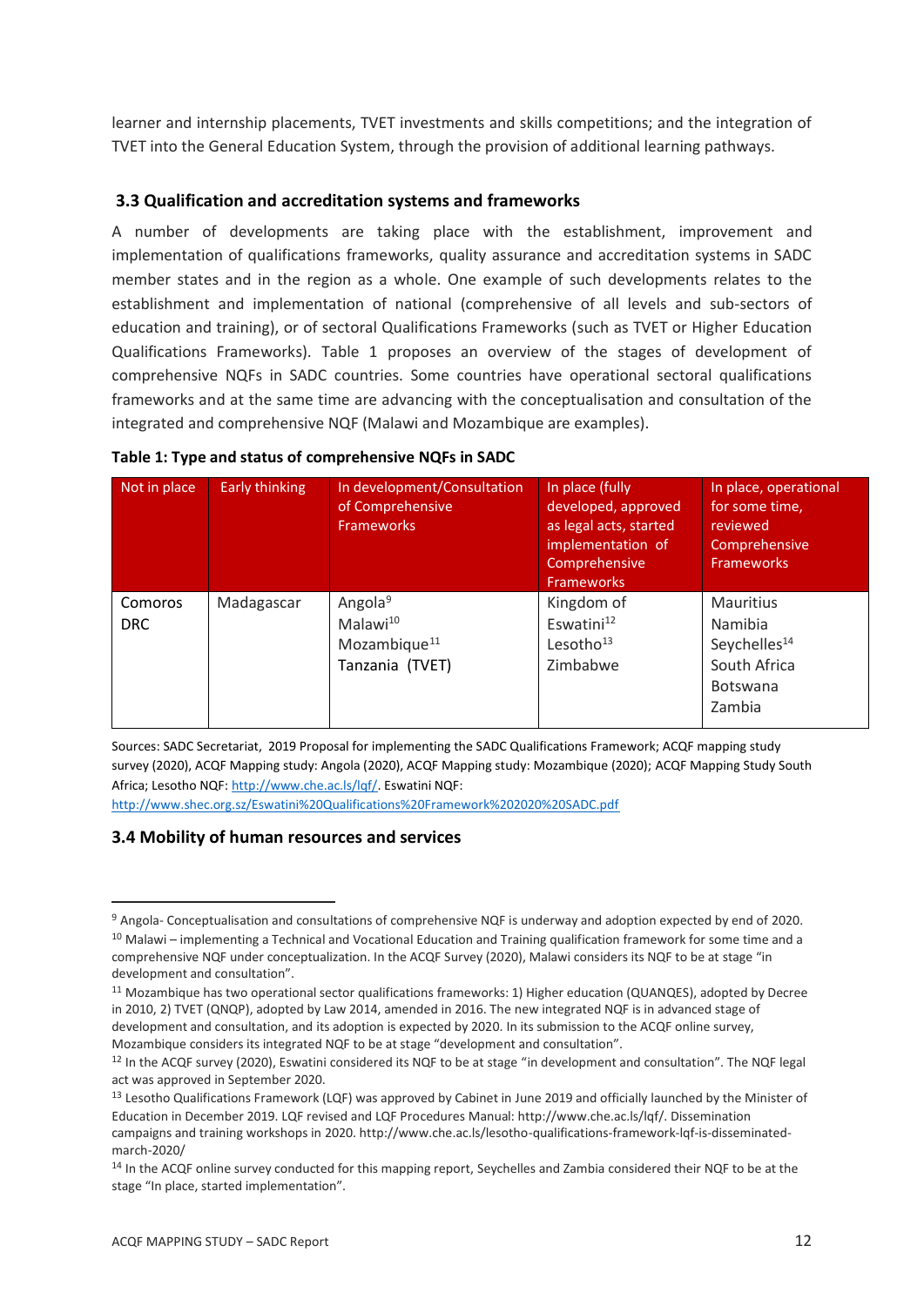learner and internship placements, TVET investments and skills competitions; and the integration of TVET into the General Education System, through the provision of additional learning pathways.

### 3.3 Qualification and accreditation systems and frameworks

A number of developments are taking place with the establishment, improvement and implementation of qualifications frameworks, quality assurance and accreditation systems in SADC member states and in the region as a whole. One example of such developments relates to the establishment and implementation of national (comprehensive of all levels and sub-sectors of education and training), or of sectoral Qualifications Frameworks (such as TVET or Higher Education Qualifications Frameworks). Table 1 proposes an overview of the stages of development of comprehensive NQFs in SADC countries. Some countries have operational sectoral qualifications frameworks and at the same time are advancing with the conceptualisation and consultation of the integrated and comprehensive NQF (Malawi and Mozambique are examples).

**Table 1: Type and status of comprehensive NQFs in SADC**

| Not in place | Early thinking | In development/Consultation of Comprehensive Frameworks | In place (fully developed, approved as legal acts, started implementation of Comprehensive Frameworks | In place, operational for some time, reviewed Comprehensive Frameworks |
|---|---|---|---|---|
| Comoros<br>DRC | Madagascar | Angola[9]<br>Malawi[10]<br>Mozambique[11]<br>Tanzania (TVET) | Kingdom of Eswatini[12]<br>Lesotho[13]<br>Zimbabwe | Mauritius<br>Namibia<br>Seychelles[14]<br>South Africa<br>Botswana<br>Zambia |

Sources: SADC Secretariat, 2019 Proposal for implementing the SADC Qualifications Framework; ACQF mapping study survey (2020), ACQF Mapping study: Angola (2020), ACQF Mapping study: Mozambique (2020); ACQF Mapping Study South Africa; Lesotho NQF: http://www.che.ac.ls/lqf/. Eswatini NQF: http://www.shec.org.sz/Eswatini%20Qualifications%20Framework%202020%20SADC.pdf

### 3.4 Mobility of human resources and services

---

[9] Angola- Conceptualisation and consultations of comprehensive NQF is underway and adoption expected by end of 2020.

[10] Malawi – implementing a Technical and Vocational Education and Training qualification framework for some time and a comprehensive NQF under conceptualization. In the ACQF Survey (2020), Malawi considers its NQF to be at stage "in development and consultation".

[11] Mozambique has two operational sector qualifications frameworks: 1) Higher education (QUANQES), adopted by Decree in 2010, 2) TVET (QNQP), adopted by Law 2014, amended in 2016. The new integrated NQF is in advanced stage of development and consultation, and its adoption is expected by 2020. In its submission to the ACQF online survey, Mozambique considers its integrated NQF to be at stage "development and consultation".

[12] In the ACQF survey (2020), Eswatini considered its NQF to be at stage "in development and consultation". The NQF legal act was approved in September 2020.

[13] Lesotho Qualifications Framework (LQF) was approved by Cabinet in June 2019 and officially launched by the Minister of Education in December 2019. LQF revised and LQF Procedures Manual: http://www.che.ac.ls/lqf/. Dissemination campaigns and training workshops in 2020. http://www.che.ac.ls/lesotho-qualifications-framework-lqf-is-disseminated-march-2020/

[14] In the ACQF online survey conducted for this mapping report, Seychelles and Zambia considered their NQF to be at the stage "In place, started implementation".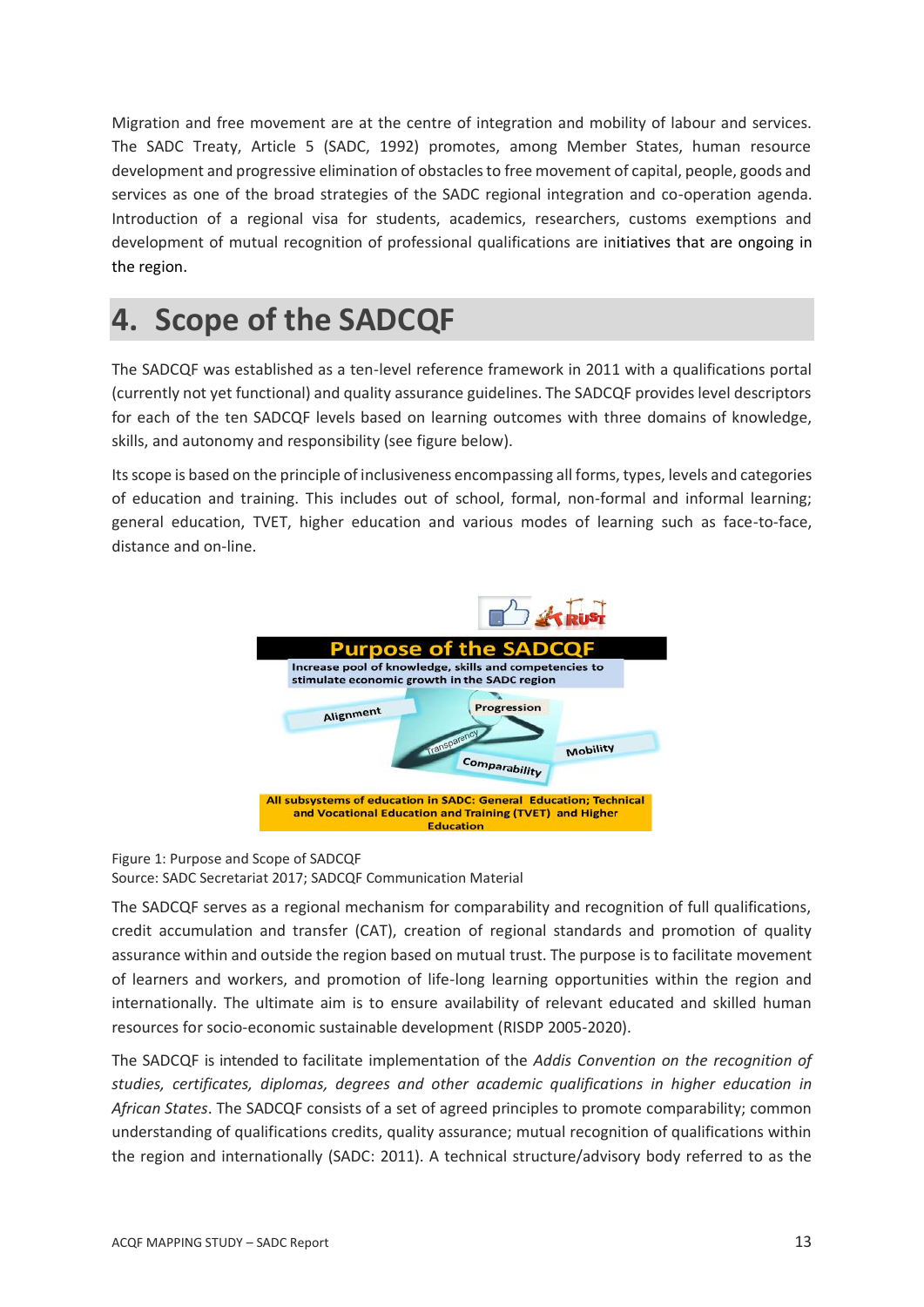Migration and free movement are at the centre of integration and mobility of labour and services. The SADC Treaty, Article 5 (SADC, 1992) promotes, among Member States, human resource development and progressive elimination of obstacles to free movement of capital, people, goods and services as one of the broad strategies of the SADC regional integration and co-operation agenda. Introduction of a regional visa for students, academics, researchers, customs exemptions and development of mutual recognition of professional qualifications are initiatives that are ongoing in the region.

# 4. Scope of the SADCQF

The SADCQF was established as a ten-level reference framework in 2011 with a qualifications portal (currently not yet functional) and quality assurance guidelines. The SADCQF provides level descriptors for each of the ten SADCQF levels based on learning outcomes with three domains of knowledge, skills, and autonomy and responsibility (see figure below).

Its scope is based on the principle of inclusiveness encompassing all forms, types, levels and categories of education and training. This includes out of school, formal, non-formal and informal learning; general education, TVET, higher education and various modes of learning such as face-to-face, distance and on-line.

Figure 1: Purpose and Scope of SADCQF
Source: SADC Secretariat 2017; SADCQF Communication Material

The SADCQF serves as a regional mechanism for comparability and recognition of full qualifications, credit accumulation and transfer (CAT), creation of regional standards and promotion of quality assurance within and outside the region based on mutual trust. The purpose is to facilitate movement of learners and workers, and promotion of life-long learning opportunities within the region and internationally. The ultimate aim is to ensure availability of relevant educated and skilled human resources for socio-economic sustainable development (RISDP 2005-2020).

The SADCQF is intended to facilitate implementation of the *Addis Convention on the recognition of studies, certificates, diplomas, degrees and other academic qualifications in higher education in African States*. The SADCQF consists of a set of agreed principles to promote comparability; common understanding of qualifications credits, quality assurance; mutual recognition of qualifications within the region and internationally (SADC: 2011). A technical structure/advisory body referred to as the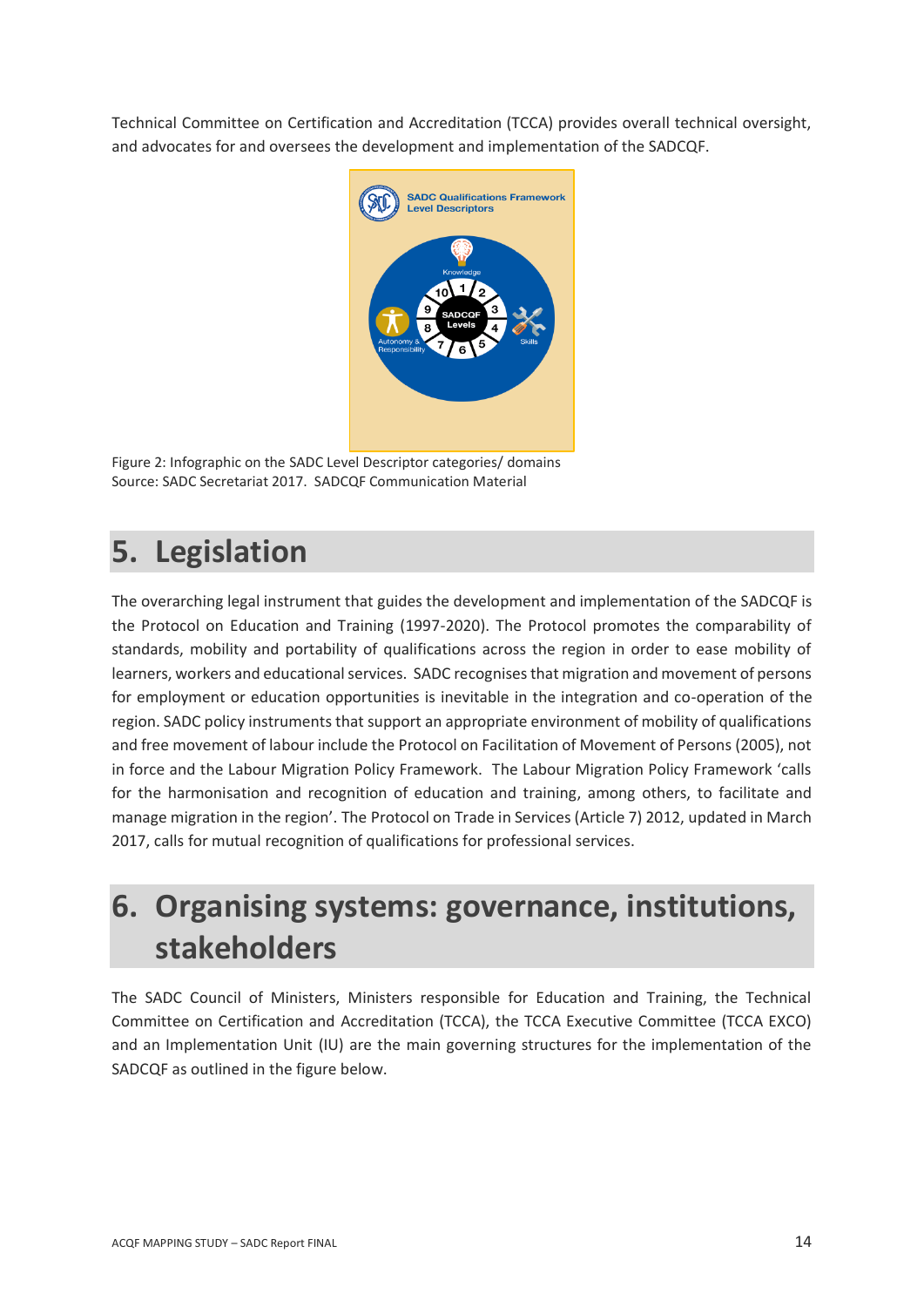Technical Committee on Certification and Accreditation (TCCA) provides overall technical oversight, and advocates for and oversees the development and implementation of the SADCQF.

Figure 2: Infographic on the SADC Level Descriptor categories/ domains
Source: SADC Secretariat 2017. SADCQF Communication Material

# 5. Legislation

The overarching legal instrument that guides the development and implementation of the SADCQF is the Protocol on Education and Training (1997-2020). The Protocol promotes the comparability of standards, mobility and portability of qualifications across the region in order to ease mobility of learners, workers and educational services. SADC recognises that migration and movement of persons for employment or education opportunities is inevitable in the integration and co-operation of the region. SADC policy instruments that support an appropriate environment of mobility of qualifications and free movement of labour include the Protocol on Facilitation of Movement of Persons (2005), not in force and the Labour Migration Policy Framework. The Labour Migration Policy Framework 'calls for the harmonisation and recognition of education and training, among others, to facilitate and manage migration in the region'. The Protocol on Trade in Services (Article 7) 2012, updated in March 2017, calls for mutual recognition of qualifications for professional services.

# 6. Organising systems: governance, institutions, stakeholders

The SADC Council of Ministers, Ministers responsible for Education and Training, the Technical Committee on Certification and Accreditation (TCCA), the TCCA Executive Committee (TCCA EXCO) and an Implementation Unit (IU) are the main governing structures for the implementation of the SADCQF as outlined in the figure below.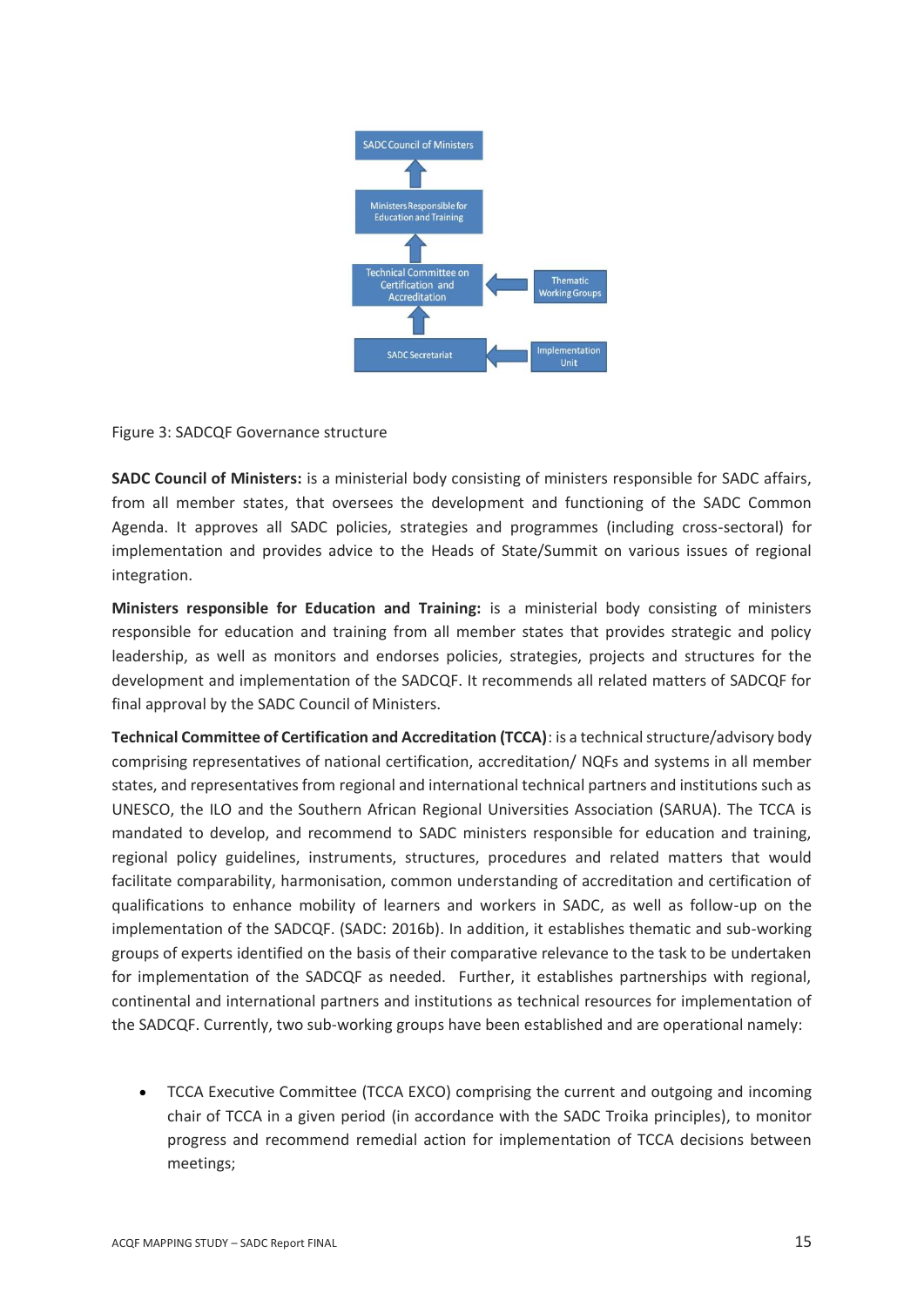Figure 3: SADCQF Governance structure

**SADC Council of Ministers:** is a ministerial body consisting of ministers responsible for SADC affairs, from all member states, that oversees the development and functioning of the SADC Common Agenda. It approves all SADC policies, strategies and programmes (including cross-sectoral) for implementation and provides advice to the Heads of State/Summit on various issues of regional integration.

**Ministers responsible for Education and Training:** is a ministerial body consisting of ministers responsible for education and training from all member states that provides strategic and policy leadership, as well as monitors and endorses policies, strategies, projects and structures for the development and implementation of the SADCQF. It recommends all related matters of SADCQF for final approval by the SADC Council of Ministers.

**Technical Committee of Certification and Accreditation (TCCA)**: is a technical structure/advisory body comprising representatives of national certification, accreditation/ NQFs and systems in all member states, and representatives from regional and international technical partners and institutions such as UNESCO, the ILO and the Southern African Regional Universities Association (SARUA). The TCCA is mandated to develop, and recommend to SADC ministers responsible for education and training, regional policy guidelines, instruments, structures, procedures and related matters that would facilitate comparability, harmonisation, common understanding of accreditation and certification of qualifications to enhance mobility of learners and workers in SADC, as well as follow-up on the implementation of the SADCQF. (SADC: 2016b). In addition, it establishes thematic and sub-working groups of experts identified on the basis of their comparative relevance to the task to be undertaken for implementation of the SADCQF as needed. Further, it establishes partnerships with regional, continental and international partners and institutions as technical resources for implementation of the SADCQF. Currently, two sub-working groups have been established and are operational namely:

- TCCA Executive Committee (TCCA EXCO) comprising the current and outgoing and incoming chair of TCCA in a given period (in accordance with the SADC Troika principles), to monitor progress and recommend remedial action for implementation of TCCA decisions between meetings;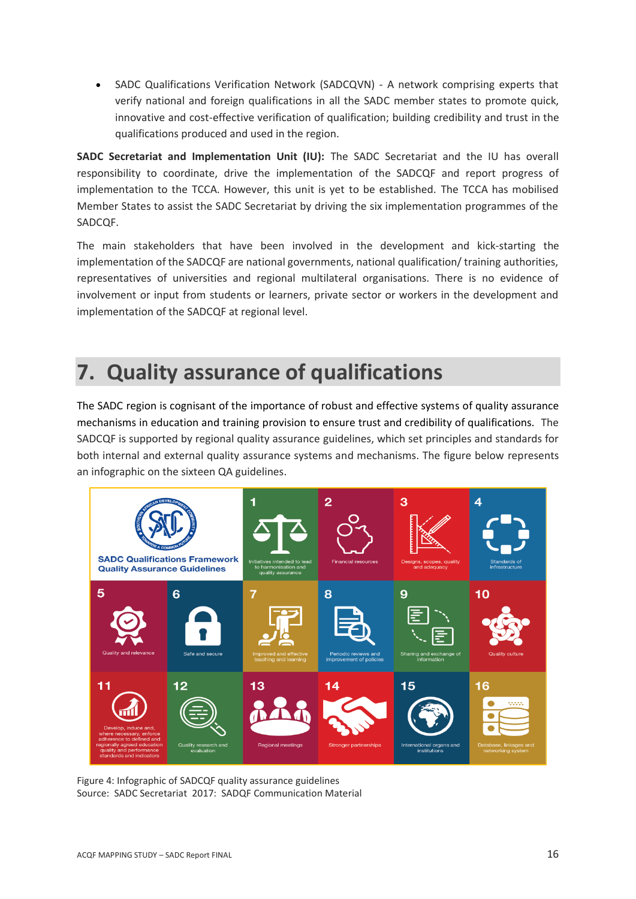- SADC Qualifications Verification Network (SADCQVN) - A network comprising experts that verify national and foreign qualifications in all the SADC member states to promote quick, innovative and cost-effective verification of qualification; building credibility and trust in the qualifications produced and used in the region.

**SADC Secretariat and Implementation Unit (IU):** The SADC Secretariat and the IU has overall responsibility to coordinate, drive the implementation of the SADCQF and report progress of implementation to the TCCA. However, this unit is yet to be established. The TCCA has mobilised Member States to assist the SADC Secretariat by driving the six implementation programmes of the SADCQF.

The main stakeholders that have been involved in the development and kick-starting the implementation of the SADCQF are national governments, national qualification/ training authorities, representatives of universities and regional multilateral organisations. There is no evidence of involvement or input from students or learners, private sector or workers in the development and implementation of the SADCQF at regional level.

# 7. Quality assurance of qualifications

The SADC region is cognisant of the importance of robust and effective systems of quality assurance mechanisms in education and training provision to ensure trust and credibility of qualifications. The SADCQF is supported by regional quality assurance guidelines, which set principles and standards for both internal and external quality assurance systems and mechanisms. The figure below represents an infographic on the sixteen QA guidelines.

SADC Qualifications Framework Quality Assurance Guidelines

1. Initiatives intended to lead to harmonisation and quality assurance
2. Financial resources
3. Designs, scopes, quality and adequacy
4. Standards of infrastructure
5. Quality and relevance
6. Safe and secure
7. Improved and effective teaching and learning
8. Periodic reviews and improvement of policies
9. Sharing and exchange of information
10. Quality culture
11. Develop, induce and, where necessary, enforce adherence to defined and regionally agreed education quality and performance standards and indicators
12. Quality research and evaluation
13. Regional meetings
14. Stronger partnerships
15. International organs and institutions
16. Database, linkages and networking system

Figure 4: Infographic of SADCQF quality assurance guidelines
Source: SADC Secretariat 2017: SADQF Communication Material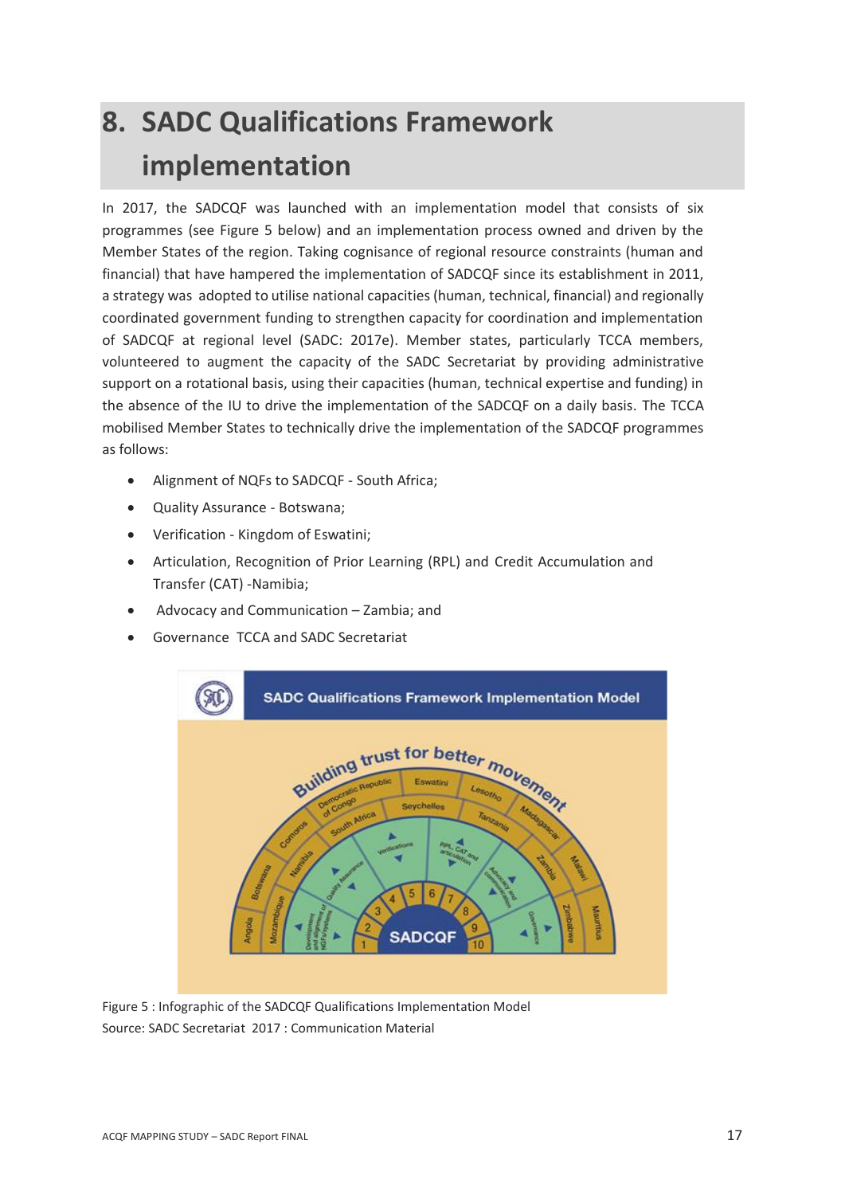# 8. SADC Qualifications Framework implementation

In 2017, the SADCQF was launched with an implementation model that consists of six programmes (see Figure 5 below) and an implementation process owned and driven by the Member States of the region. Taking cognisance of regional resource constraints (human and financial) that have hampered the implementation of SADCQF since its establishment in 2011, a strategy was adopted to utilise national capacities (human, technical, financial) and regionally coordinated government funding to strengthen capacity for coordination and implementation of SADCQF at regional level (SADC: 2017e). Member states, particularly TCCA members, volunteered to augment the capacity of the SADC Secretariat by providing administrative support on a rotational basis, using their capacities (human, technical expertise and funding) in the absence of the IU to drive the implementation of the SADCQF on a daily basis. The TCCA mobilised Member States to technically drive the implementation of the SADCQF programmes as follows:

- Alignment of NQFs to SADCQF - South Africa;
- Quality Assurance - Botswana;
- Verification - Kingdom of Eswatini;
- Articulation, Recognition of Prior Learning (RPL) and Credit Accumulation and Transfer (CAT) -Namibia;
- Advocacy and Communication – Zambia; and
- Governance TCCA and SADC Secretariat

Figure 5 : Infographic of the SADCQF Qualifications Implementation Model
Source: SADC Secretariat 2017 : Communication Material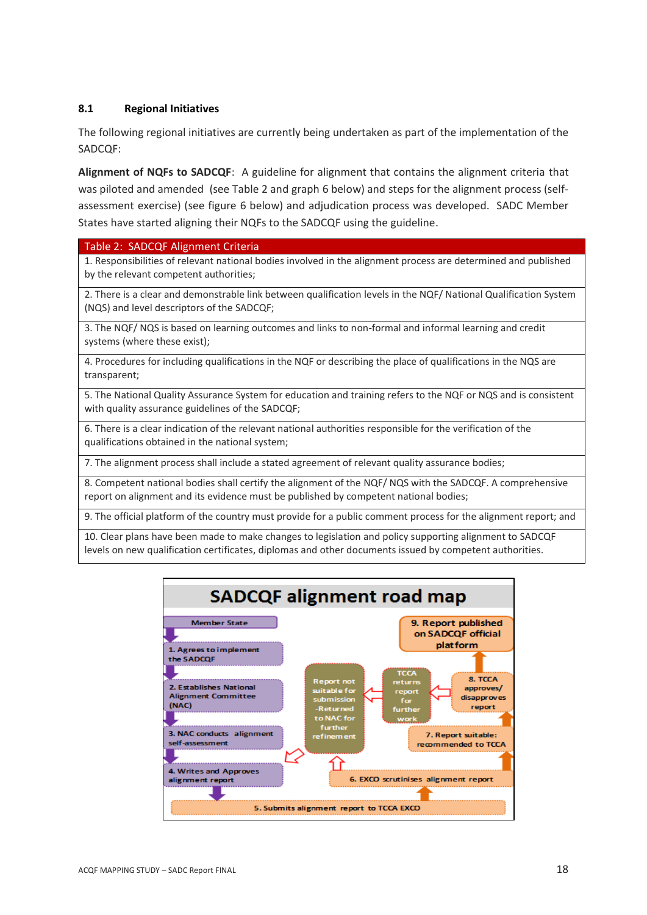## 8.1 Regional Initiatives

The following regional initiatives are currently being undertaken as part of the implementation of the SADCQF:

**Alignment of NQFs to SADCQF**: A guideline for alignment that contains the alignment criteria that was piloted and amended (see Table 2 and graph 6 below) and steps for the alignment process (self-assessment exercise) (see figure 6 below) and adjudication process was developed. SADC Member States have started aligning their NQFs to the SADCQF using the guideline.

| Table 2: SADCQF Alignment Criteria |
|---|
| 1. Responsibilities of relevant national bodies involved in the alignment process are determined and published by the relevant competent authorities; |
| 2. There is a clear and demonstrable link between qualification levels in the NQF/ National Qualification System (NQS) and level descriptors of the SADCQF; |
| 3. The NQF/ NQS is based on learning outcomes and links to non-formal and informal learning and credit systems (where these exist); |
| 4. Procedures for including qualifications in the NQF or describing the place of qualifications in the NQS are transparent; |
| 5. The National Quality Assurance System for education and training refers to the NQF or NQS and is consistent with quality assurance guidelines of the SADCQF; |
| 6. There is a clear indication of the relevant national authorities responsible for the verification of the qualifications obtained in the national system; |
| 7. The alignment process shall include a stated agreement of relevant quality assurance bodies; |
| 8. Competent national bodies shall certify the alignment of the NQF/ NQS with the SADCQF. A comprehensive report on alignment and its evidence must be published by competent national bodies; |
| 9. The official platform of the country must provide for a public comment process for the alignment report; and |
| 10. Clear plans have been made to make changes to legislation and policy supporting alignment to SADCQF levels on new qualification certificates, diplomas and other documents issued by competent authorities. |

**SADCQF alignment road map**

- Member State
- 1. Agrees to implement the SADCQF
- 2. Establishes National Alignment Committee (NAC)
- 3. NAC conducts alignment self-assessment
- 4. Writes and Approves alignment report
- 5. Submits alignment report to TCCA EXCO
- 6. EXCO scrutinises alignment report
- Report not suitable for submission -Returned to NAC for further refinement
- 7. Report suitable: recommended to TCCA
- 8. TCCA approves/ disapproves report
- TCCA returns report for further work
- 9. Report published on SADCQF official platform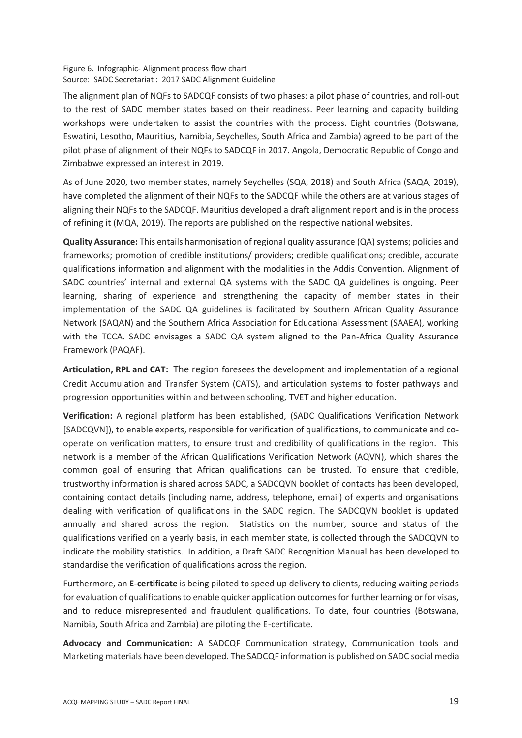Figure 6. Infographic- Alignment process flow chart
Source: SADC Secretariat : 2017 SADC Alignment Guideline

The alignment plan of NQFs to SADCQF consists of two phases: a pilot phase of countries, and roll-out to the rest of SADC member states based on their readiness. Peer learning and capacity building workshops were undertaken to assist the countries with the process. Eight countries (Botswana, Eswatini, Lesotho, Mauritius, Namibia, Seychelles, South Africa and Zambia) agreed to be part of the pilot phase of alignment of their NQFs to SADCQF in 2017. Angola, Democratic Republic of Congo and Zimbabwe expressed an interest in 2019.

As of June 2020, two member states, namely Seychelles (SQA, 2018) and South Africa (SAQA, 2019), have completed the alignment of their NQFs to the SADCQF while the others are at various stages of aligning their NQFs to the SADCQF. Mauritius developed a draft alignment report and is in the process of refining it (MQA, 2019). The reports are published on the respective national websites.

**Quality Assurance:** This entails harmonisation of regional quality assurance (QA) systems; policies and frameworks; promotion of credible institutions/ providers; credible qualifications; credible, accurate qualifications information and alignment with the modalities in the Addis Convention. Alignment of SADC countries' internal and external QA systems with the SADC QA guidelines is ongoing. Peer learning, sharing of experience and strengthening the capacity of member states in their implementation of the SADC QA guidelines is facilitated by Southern African Quality Assurance Network (SAQAN) and the Southern Africa Association for Educational Assessment (SAAEA), working with the TCCA. SADC envisages a SADC QA system aligned to the Pan-Africa Quality Assurance Framework (PAQAF).

**Articulation, RPL and CAT:** The region foresees the development and implementation of a regional Credit Accumulation and Transfer System (CATS), and articulation systems to foster pathways and progression opportunities within and between schooling, TVET and higher education.

**Verification:** A regional platform has been established, (SADC Qualifications Verification Network [SADCQVN]), to enable experts, responsible for verification of qualifications, to communicate and co-operate on verification matters, to ensure trust and credibility of qualifications in the region. This network is a member of the African Qualifications Verification Network (AQVN), which shares the common goal of ensuring that African qualifications can be trusted. To ensure that credible, trustworthy information is shared across SADC, a SADCQVN booklet of contacts has been developed, containing contact details (including name, address, telephone, email) of experts and organisations dealing with verification of qualifications in the SADC region. The SADCQVN booklet is updated annually and shared across the region. Statistics on the number, source and status of the qualifications verified on a yearly basis, in each member state, is collected through the SADCQVN to indicate the mobility statistics. In addition, a Draft SADC Recognition Manual has been developed to standardise the verification of qualifications across the region.

Furthermore, an **E-certificate** is being piloted to speed up delivery to clients, reducing waiting periods for evaluation of qualifications to enable quicker application outcomes for further learning or for visas, and to reduce misrepresented and fraudulent qualifications. To date, four countries (Botswana, Namibia, South Africa and Zambia) are piloting the E-certificate.

**Advocacy and Communication:** A SADCQF Communication strategy, Communication tools and Marketing materials have been developed. The SADCQF information is published on SADC social media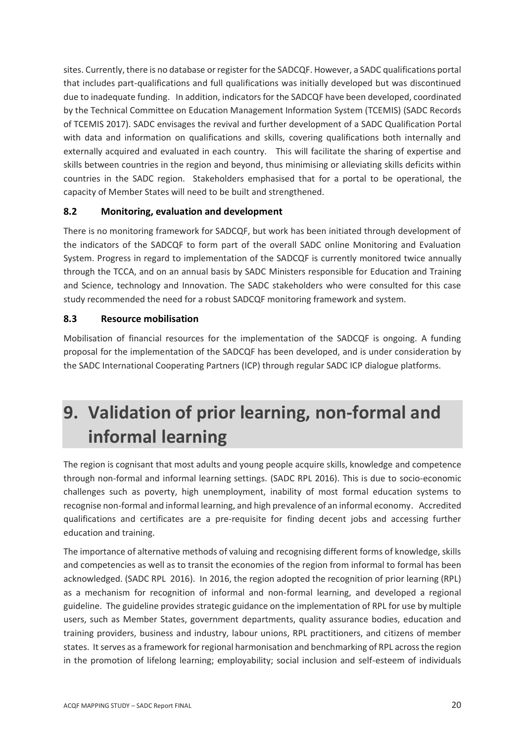sites. Currently, there is no database or register for the SADCQF. However, a SADC qualifications portal that includes part-qualifications and full qualifications was initially developed but was discontinued due to inadequate funding. In addition, indicators for the SADCQF have been developed, coordinated by the Technical Committee on Education Management Information System (TCEMIS) (SADC Records of TCEMIS 2017). SADC envisages the revival and further development of a SADC Qualification Portal with data and information on qualifications and skills, covering qualifications both internally and externally acquired and evaluated in each country. This will facilitate the sharing of expertise and skills between countries in the region and beyond, thus minimising or alleviating skills deficits within countries in the SADC region. Stakeholders emphasised that for a portal to be operational, the capacity of Member States will need to be built and strengthened.

### 8.2 Monitoring, evaluation and development

There is no monitoring framework for SADCQF, but work has been initiated through development of the indicators of the SADCQF to form part of the overall SADC online Monitoring and Evaluation System. Progress in regard to implementation of the SADCQF is currently monitored twice annually through the TCCA, and on an annual basis by SADC Ministers responsible for Education and Training and Science, technology and Innovation. The SADC stakeholders who were consulted for this case study recommended the need for a robust SADCQF monitoring framework and system.

### 8.3 Resource mobilisation

Mobilisation of financial resources for the implementation of the SADCQF is ongoing. A funding proposal for the implementation of the SADCQF has been developed, and is under consideration by the SADC International Cooperating Partners (ICP) through regular SADC ICP dialogue platforms.

# 9. Validation of prior learning, non-formal and informal learning

The region is cognisant that most adults and young people acquire skills, knowledge and competence through non-formal and informal learning settings. (SADC RPL 2016). This is due to socio-economic challenges such as poverty, high unemployment, inability of most formal education systems to recognise non-formal and informal learning, and high prevalence of an informal economy. Accredited qualifications and certificates are a pre-requisite for finding decent jobs and accessing further education and training.

The importance of alternative methods of valuing and recognising different forms of knowledge, skills and competencies as well as to transit the economies of the region from informal to formal has been acknowledged. (SADC RPL 2016). In 2016, the region adopted the recognition of prior learning (RPL) as a mechanism for recognition of informal and non-formal learning, and developed a regional guideline. The guideline provides strategic guidance on the implementation of RPL for use by multiple users, such as Member States, government departments, quality assurance bodies, education and training providers, business and industry, labour unions, RPL practitioners, and citizens of member states. It serves as a framework for regional harmonisation and benchmarking of RPL across the region in the promotion of lifelong learning; employability; social inclusion and self-esteem of individuals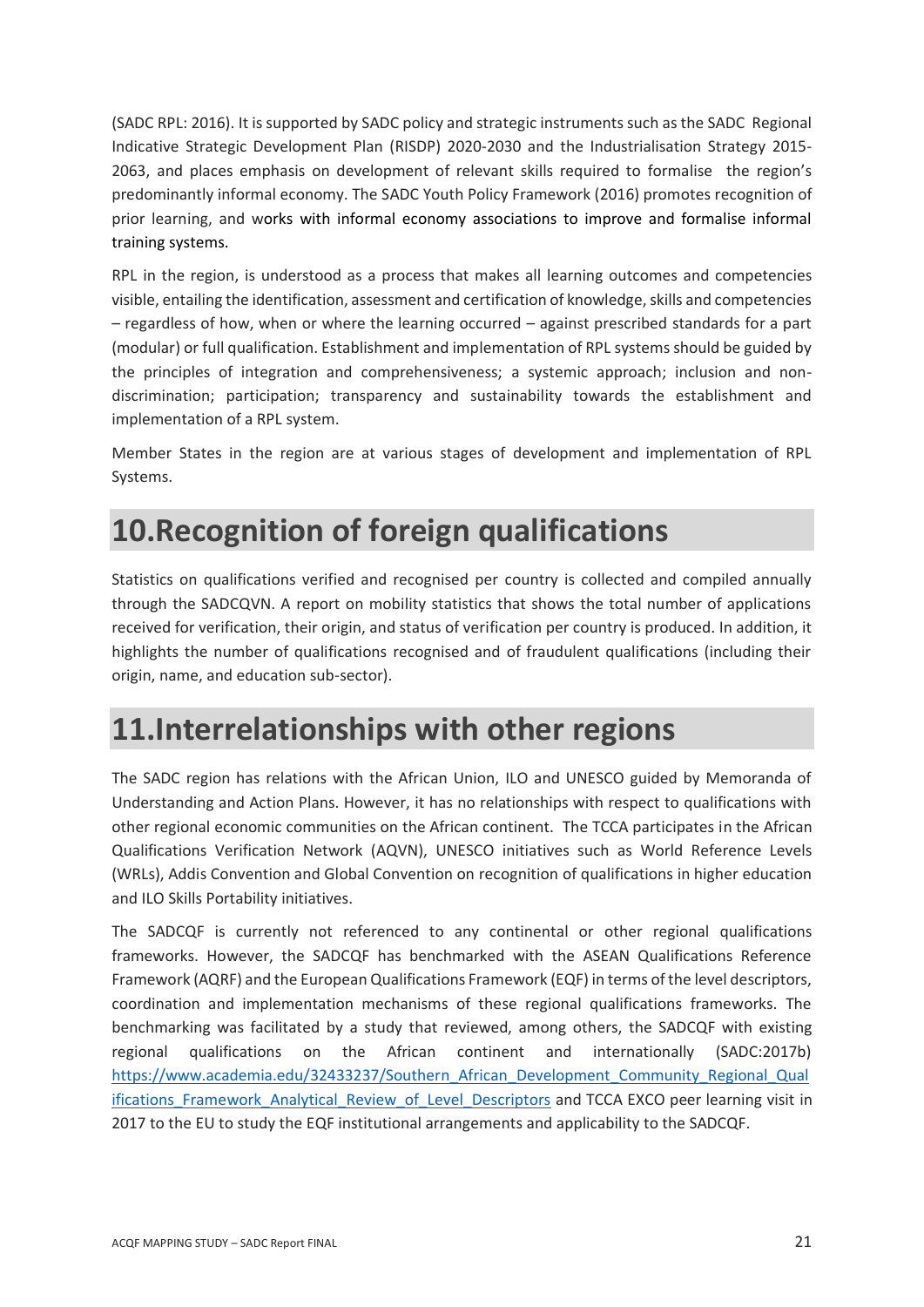(SADC RPL: 2016). It is supported by SADC policy and strategic instruments such as the SADC Regional Indicative Strategic Development Plan (RISDP) 2020-2030 and the Industrialisation Strategy 2015-2063, and places emphasis on development of relevant skills required to formalise the region's predominantly informal economy. The SADC Youth Policy Framework (2016) promotes recognition of prior learning, and works with informal economy associations to improve and formalise informal training systems.

RPL in the region, is understood as a process that makes all learning outcomes and competencies visible, entailing the identification, assessment and certification of knowledge, skills and competencies – regardless of how, when or where the learning occurred – against prescribed standards for a part (modular) or full qualification. Establishment and implementation of RPL systems should be guided by the principles of integration and comprehensiveness; a systemic approach; inclusion and non-discrimination; participation; transparency and sustainability towards the establishment and implementation of a RPL system.

Member States in the region are at various stages of development and implementation of RPL Systems.

# 10.Recognition of foreign qualifications

Statistics on qualifications verified and recognised per country is collected and compiled annually through the SADCQVN. A report on mobility statistics that shows the total number of applications received for verification, their origin, and status of verification per country is produced. In addition, it highlights the number of qualifications recognised and of fraudulent qualifications (including their origin, name, and education sub-sector).

# 11.Interrelationships with other regions

The SADC region has relations with the African Union, ILO and UNESCO guided by Memoranda of Understanding and Action Plans. However, it has no relationships with respect to qualifications with other regional economic communities on the African continent. The TCCA participates in the African Qualifications Verification Network (AQVN), UNESCO initiatives such as World Reference Levels (WRLs), Addis Convention and Global Convention on recognition of qualifications in higher education and ILO Skills Portability initiatives.

The SADCQF is currently not referenced to any continental or other regional qualifications frameworks. However, the SADCQF has benchmarked with the ASEAN Qualifications Reference Framework (AQRF) and the European Qualifications Framework (EQF) in terms of the level descriptors, coordination and implementation mechanisms of these regional qualifications frameworks. The benchmarking was facilitated by a study that reviewed, among others, the SADCQF with existing regional qualifications on the African continent and internationally (SADC:2017b) [https://www.academia.edu/32433237/Southern_African_Development_Community_Regional_Qualifications_Framework_Analytical_Review_of_Level_Descriptors](https://www.academia.edu/32433237/Southern_African_Development_Community_Regional_Qualifications_Framework_Analytical_Review_of_Level_Descriptors) and TCCA EXCO peer learning visit in 2017 to the EU to study the EQF institutional arrangements and applicability to the SADCQF.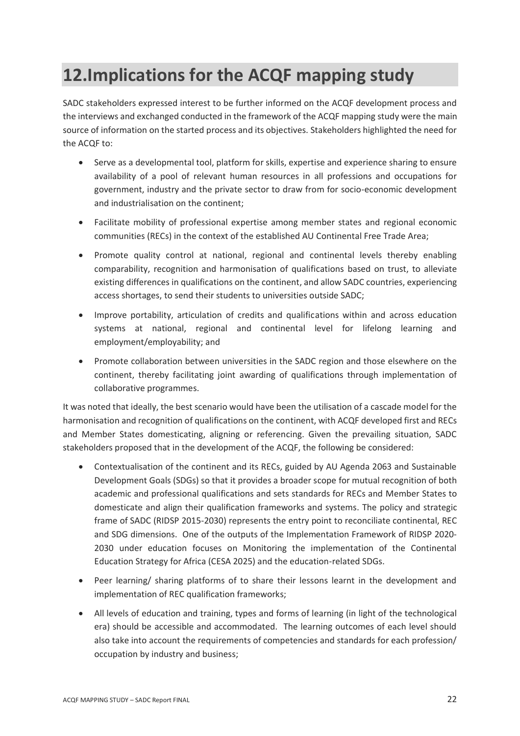# 12. Implications for the ACQF mapping study

SADC stakeholders expressed interest to be further informed on the ACQF development process and the interviews and exchanged conducted in the framework of the ACQF mapping study were the main source of information on the started process and its objectives. Stakeholders highlighted the need for the ACQF to:

- Serve as a developmental tool, platform for skills, expertise and experience sharing to ensure availability of a pool of relevant human resources in all professions and occupations for government, industry and the private sector to draw from for socio-economic development and industrialisation on the continent;
- Facilitate mobility of professional expertise among member states and regional economic communities (RECs) in the context of the established AU Continental Free Trade Area;
- Promote quality control at national, regional and continental levels thereby enabling comparability, recognition and harmonisation of qualifications based on trust, to alleviate existing differences in qualifications on the continent, and allow SADC countries, experiencing access shortages, to send their students to universities outside SADC;
- Improve portability, articulation of credits and qualifications within and across education systems at national, regional and continental level for lifelong learning and employment/employability; and
- Promote collaboration between universities in the SADC region and those elsewhere on the continent, thereby facilitating joint awarding of qualifications through implementation of collaborative programmes.

It was noted that ideally, the best scenario would have been the utilisation of a cascade model for the harmonisation and recognition of qualifications on the continent, with ACQF developed first and RECs and Member States domesticating, aligning or referencing. Given the prevailing situation, SADC stakeholders proposed that in the development of the ACQF, the following be considered:

- Contextualisation of the continent and its RECs, guided by AU Agenda 2063 and Sustainable Development Goals (SDGs) so that it provides a broader scope for mutual recognition of both academic and professional qualifications and sets standards for RECs and Member States to domesticate and align their qualification frameworks and systems. The policy and strategic frame of SADC (RIDSP 2015-2030) represents the entry point to reconciliate continental, REC and SDG dimensions. One of the outputs of the Implementation Framework of RIDSP 2020-2030 under education focuses on Monitoring the implementation of the Continental Education Strategy for Africa (CESA 2025) and the education-related SDGs.
- Peer learning/ sharing platforms of to share their lessons learnt in the development and implementation of REC qualification frameworks;
- All levels of education and training, types and forms of learning (in light of the technological era) should be accessible and accommodated. The learning outcomes of each level should also take into account the requirements of competencies and standards for each profession/ occupation by industry and business;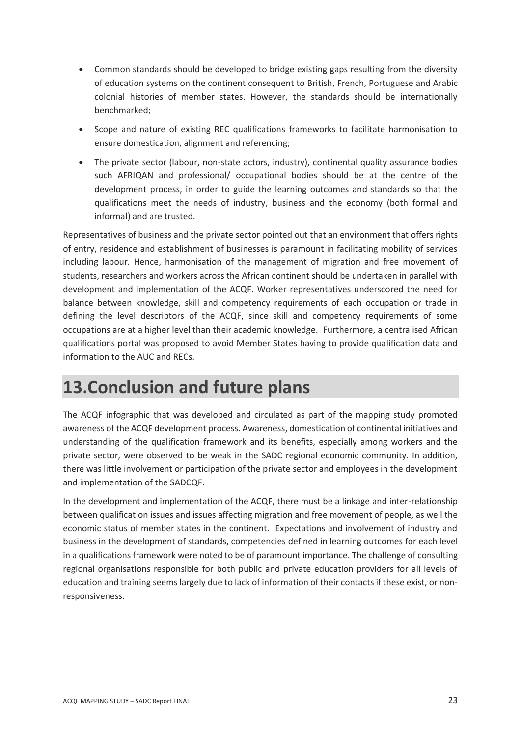- Common standards should be developed to bridge existing gaps resulting from the diversity of education systems on the continent consequent to British, French, Portuguese and Arabic colonial histories of member states. However, the standards should be internationally benchmarked;
- Scope and nature of existing REC qualifications frameworks to facilitate harmonisation to ensure domestication, alignment and referencing;
- The private sector (labour, non-state actors, industry), continental quality assurance bodies such AFRIQAN and professional/ occupational bodies should be at the centre of the development process, in order to guide the learning outcomes and standards so that the qualifications meet the needs of industry, business and the economy (both formal and informal) and are trusted.

Representatives of business and the private sector pointed out that an environment that offers rights of entry, residence and establishment of businesses is paramount in facilitating mobility of services including labour. Hence, harmonisation of the management of migration and free movement of students, researchers and workers across the African continent should be undertaken in parallel with development and implementation of the ACQF. Worker representatives underscored the need for balance between knowledge, skill and competency requirements of each occupation or trade in defining the level descriptors of the ACQF, since skill and competency requirements of some occupations are at a higher level than their academic knowledge. Furthermore, a centralised African qualifications portal was proposed to avoid Member States having to provide qualification data and information to the AUC and RECs.

# 13. Conclusion and future plans

The ACQF infographic that was developed and circulated as part of the mapping study promoted awareness of the ACQF development process. Awareness, domestication of continental initiatives and understanding of the qualification framework and its benefits, especially among workers and the private sector, were observed to be weak in the SADC regional economic community. In addition, there was little involvement or participation of the private sector and employees in the development and implementation of the SADCQF.

In the development and implementation of the ACQF, there must be a linkage and inter-relationship between qualification issues and issues affecting migration and free movement of people, as well the economic status of member states in the continent. Expectations and involvement of industry and business in the development of standards, competencies defined in learning outcomes for each level in a qualifications framework were noted to be of paramount importance. The challenge of consulting regional organisations responsible for both public and private education providers for all levels of education and training seems largely due to lack of information of their contacts if these exist, or non-responsiveness.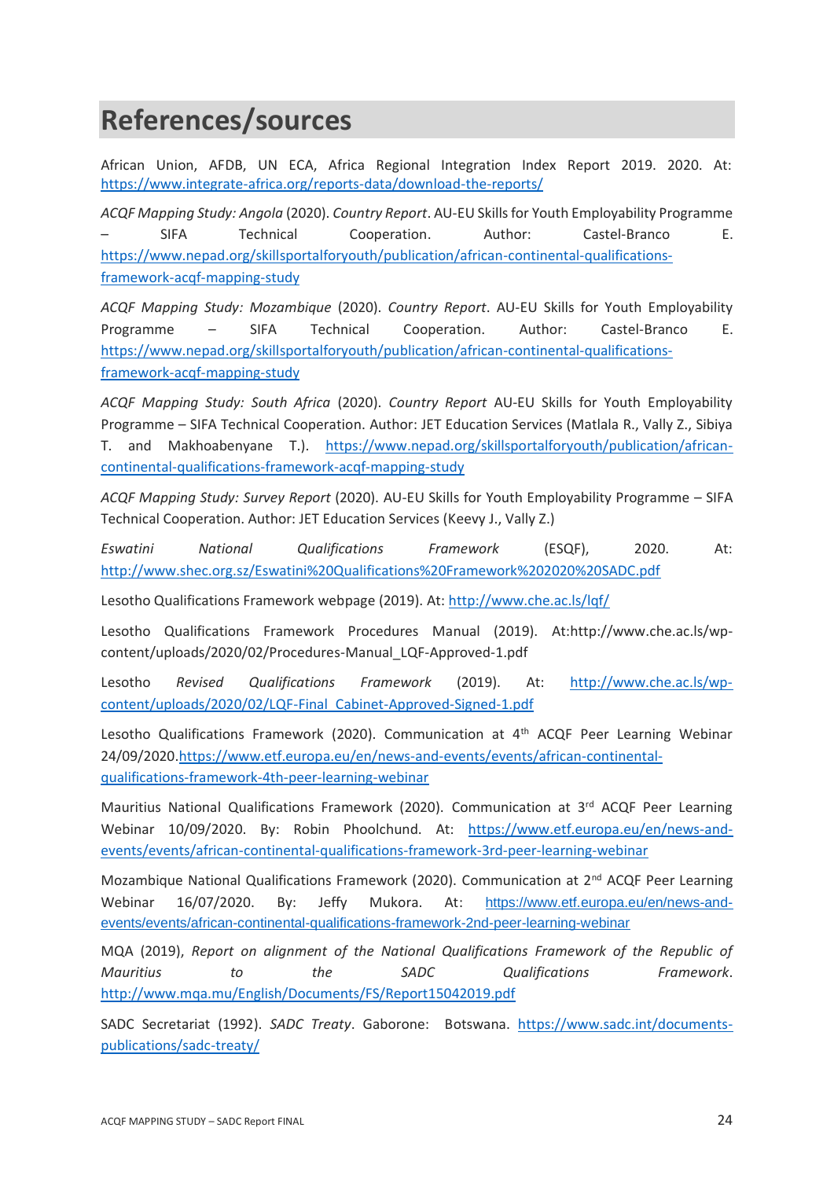# References/sources

African Union, AFDB, UN ECA, Africa Regional Integration Index Report 2019. 2020. At: https://www.integrate-africa.org/reports-data/download-the-reports/

*ACQF Mapping Study: Angola* (2020). *Country Report*. AU-EU Skills for Youth Employability Programme – SIFA Technical Cooperation. Author: Castel-Branco E. https://www.nepad.org/skillsportalforyouth/publication/african-continental-qualifications-framework-acqf-mapping-study

*ACQF Mapping Study: Mozambique* (2020). *Country Report*. AU-EU Skills for Youth Employability Programme – SIFA Technical Cooperation. Author: Castel-Branco E. https://www.nepad.org/skillsportalforyouth/publication/african-continental-qualifications-framework-acqf-mapping-study

*ACQF Mapping Study: South Africa* (2020). *Country Report* AU-EU Skills for Youth Employability Programme – SIFA Technical Cooperation. Author: JET Education Services (Matlala R., Vally Z., Sibiya T. and Makhoabenyane T.). https://www.nepad.org/skillsportalforyouth/publication/african-continental-qualifications-framework-acqf-mapping-study

*ACQF Mapping Study: Survey Report* (2020). AU-EU Skills for Youth Employability Programme – SIFA Technical Cooperation. Author: JET Education Services (Keevy J., Vally Z.)

*Eswatini National Qualifications Framework* (ESQF), 2020. At: http://www.shec.org.sz/Eswatini%20Qualifications%20Framework%202020%20SADC.pdf

Lesotho Qualifications Framework webpage (2019). At: http://www.che.ac.ls/lqf/

Lesotho Qualifications Framework Procedures Manual (2019). At:http://www.che.ac.ls/wp-content/uploads/2020/02/Procedures-Manual_LQF-Approved-1.pdf

Lesotho *Revised Qualifications Framework* (2019). At: http://www.che.ac.ls/wp-content/uploads/2020/02/LQF-Final_Cabinet-Approved-Signed-1.pdf

Lesotho Qualifications Framework (2020). Communication at 4th ACQF Peer Learning Webinar 24/09/2020.https://www.etf.europa.eu/en/news-and-events/events/african-continental-qualifications-framework-4th-peer-learning-webinar

Mauritius National Qualifications Framework (2020). Communication at 3rd ACQF Peer Learning Webinar 10/09/2020. By: Robin Phoolchund. At: https://www.etf.europa.eu/en/news-and-events/events/african-continental-qualifications-framework-3rd-peer-learning-webinar

Mozambique National Qualifications Framework (2020). Communication at 2nd ACQF Peer Learning Webinar 16/07/2020. By: Jeffy Mukora. At: https://www.etf.europa.eu/en/news-and-events/events/african-continental-qualifications-framework-2nd-peer-learning-webinar

MQA (2019), *Report on alignment of the National Qualifications Framework of the Republic of Mauritius to the SADC Qualifications Framework*. http://www.mqa.mu/English/Documents/FS/Report15042019.pdf

SADC Secretariat (1992). *SADC Treaty*. Gaborone: Botswana. https://www.sadc.int/documents-publications/sadc-treaty/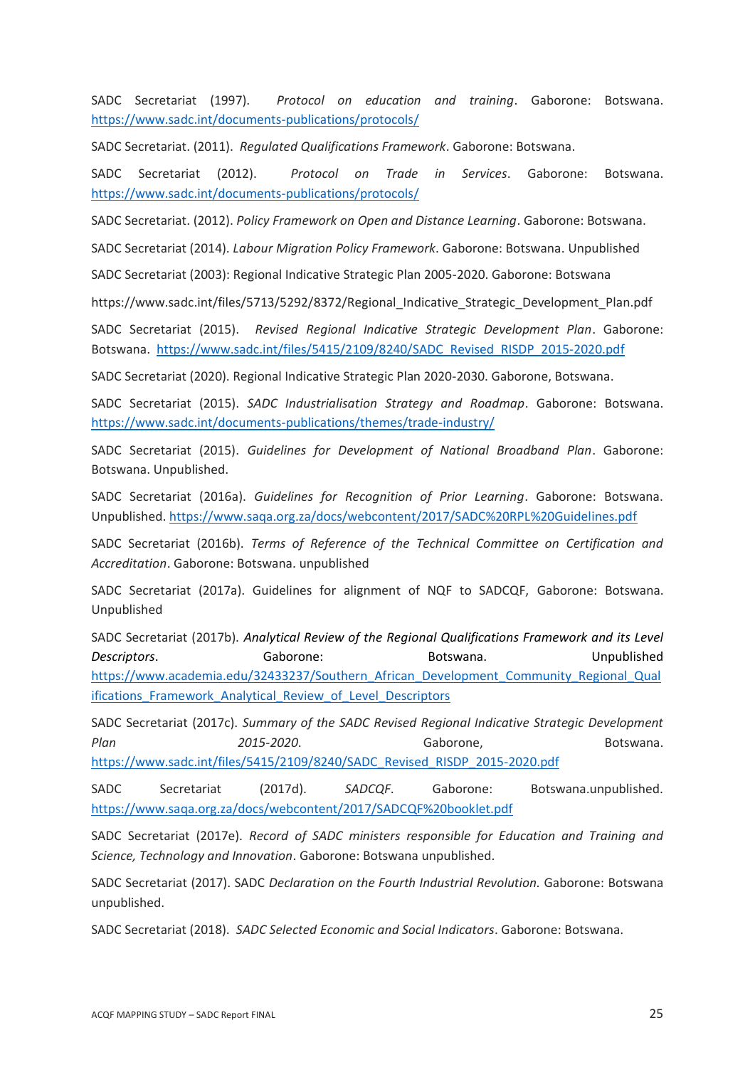SADC Secretariat (1997). *Protocol on education and training*. Gaborone: Botswana. https://www.sadc.int/documents-publications/protocols/

SADC Secretariat. (2011). *Regulated Qualifications Framework*. Gaborone: Botswana.

SADC Secretariat (2012). *Protocol on Trade in Services*. Gaborone: Botswana. https://www.sadc.int/documents-publications/protocols/

SADC Secretariat. (2012). *Policy Framework on Open and Distance Learning*. Gaborone: Botswana.

SADC Secretariat (2014). *Labour Migration Policy Framework*. Gaborone: Botswana. Unpublished

SADC Secretariat (2003): Regional Indicative Strategic Plan 2005-2020. Gaborone: Botswana

https://www.sadc.int/files/5713/5292/8372/Regional_Indicative_Strategic_Development_Plan.pdf

SADC Secretariat (2015). *Revised Regional Indicative Strategic Development Plan*. Gaborone: Botswana. https://www.sadc.int/files/5415/2109/8240/SADC_Revised_RISDP_2015-2020.pdf

SADC Secretariat (2020). Regional Indicative Strategic Plan 2020-2030. Gaborone, Botswana.

SADC Secretariat (2015). *SADC Industrialisation Strategy and Roadmap*. Gaborone: Botswana. https://www.sadc.int/documents-publications/themes/trade-industry/

SADC Secretariat (2015). *Guidelines for Development of National Broadband Plan*. Gaborone: Botswana. Unpublished.

SADC Secretariat (2016a). *Guidelines for Recognition of Prior Learning*. Gaborone: Botswana. Unpublished. https://www.saqa.org.za/docs/webcontent/2017/SADC%20RPL%20Guidelines.pdf

SADC Secretariat (2016b). *Terms of Reference of the Technical Committee on Certification and Accreditation*. Gaborone: Botswana. unpublished

SADC Secretariat (2017a). Guidelines for alignment of NQF to SADCQF, Gaborone: Botswana. Unpublished

SADC Secretariat (2017b). *Analytical Review of the Regional Qualifications Framework and its Level Descriptors*. Gaborone: Botswana. Unpublished https://www.academia.edu/32433237/Southern_African_Development_Community_Regional_Qualifications_Framework_Analytical_Review_of_Level_Descriptors

SADC Secretariat (2017c). *Summary of the SADC Revised Regional Indicative Strategic Development Plan 2015-2020.* Gaborone, Botswana. https://www.sadc.int/files/5415/2109/8240/SADC_Revised_RISDP_2015-2020.pdf

SADC Secretariat (2017d). *SADCQF*. Gaborone: Botswana.unpublished. https://www.saqa.org.za/docs/webcontent/2017/SADCQF%20booklet.pdf

SADC Secretariat (2017e). *Record of SADC ministers responsible for Education and Training and Science, Technology and Innovation*. Gaborone: Botswana unpublished.

SADC Secretariat (2017). SADC *Declaration on the Fourth Industrial Revolution.* Gaborone: Botswana unpublished.

SADC Secretariat (2018). *SADC Selected Economic and Social Indicators*. Gaborone: Botswana.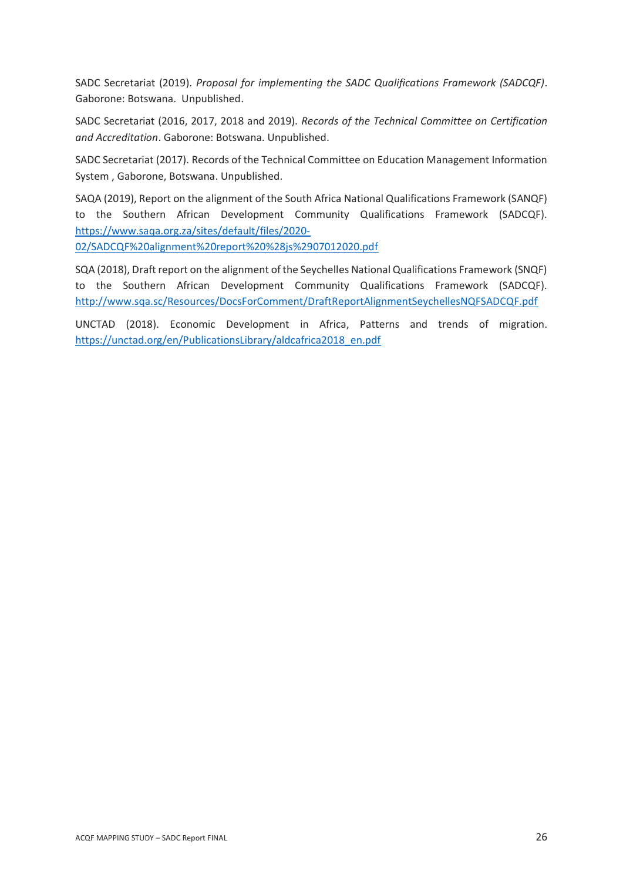SADC Secretariat (2019). *Proposal for implementing the SADC Qualifications Framework (SADCQF)*. Gaborone: Botswana. Unpublished.

SADC Secretariat (2016, 2017, 2018 and 2019). *Records of the Technical Committee on Certification and Accreditation*. Gaborone: Botswana. Unpublished.

SADC Secretariat (2017). Records of the Technical Committee on Education Management Information System , Gaborone, Botswana. Unpublished.

SAQA (2019), Report on the alignment of the South Africa National Qualifications Framework (SANQF) to the Southern African Development Community Qualifications Framework (SADCQF). https://www.saqa.org.za/sites/default/files/2020-02/SADCQF%20alignment%20report%20%28js%2907012020.pdf

SQA (2018), Draft report on the alignment of the Seychelles National Qualifications Framework (SNQF) to the Southern African Development Community Qualifications Framework (SADCQF). http://www.sqa.sc/Resources/DocsForComment/DraftReportAlignmentSeychellesNQFSADCQF.pdf

UNCTAD (2018). Economic Development in Africa, Patterns and trends of migration. https://unctad.org/en/PublicationsLibrary/aldcafrica2018_en.pdf